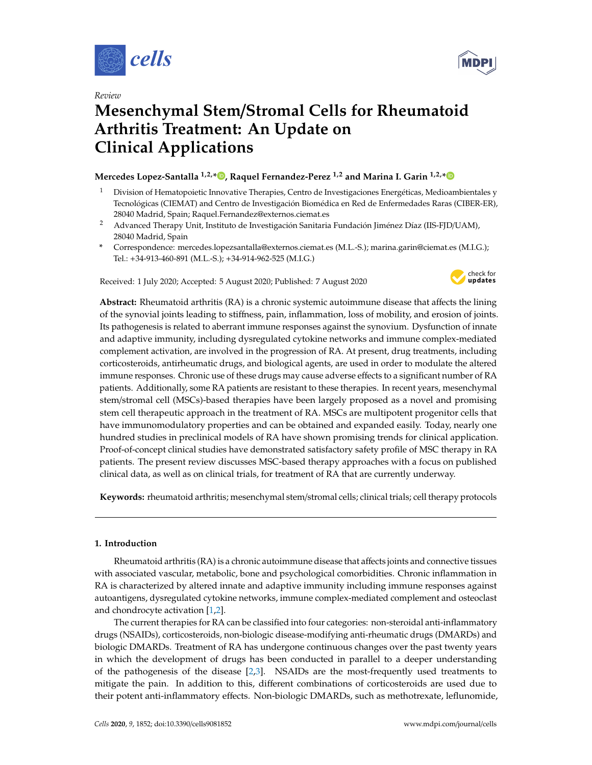*Review*

# Mesenchymal Stem/Stromal Cells for Rheumatoid Arthritis Treatment: An Update on Clinical Applications

**Mercedes Lopez-Santalla [1,2,*], Raquel Fernandez-Perez [1,2] and Marina I. Garin [1,2,*]**

[1] Division of Hematopoietic Innovative Therapies, Centro de Investigaciones Energéticas, Medioambientales y Tecnológicas (CIEMAT) and Centro de Investigación Biomédica en Red de Enfermedades Raras (CIBER-ER), 28040 Madrid, Spain; Raquel.Fernandez@externos.ciemat.es

[2] Advanced Therapy Unit, Instituto de Investigación Sanitaria Fundación Jiménez Díaz (IIS-FJD/UAM), 28040 Madrid, Spain

[*] Correspondence: mercedes.lopezsantalla@externos.ciemat.es (M.L.-S.); marina.garin@ciemat.es (M.I.G.); Tel.: +34-913-460-891 (M.L.-S.); +34-914-962-525 (M.I.G.)

Received: 1 July 2020; Accepted: 5 August 2020; Published: 7 August 2020

**Abstract:** Rheumatoid arthritis (RA) is a chronic systemic autoimmune disease that affects the lining of the synovial joints leading to stiffness, pain, inflammation, loss of mobility, and erosion of joints. Its pathogenesis is related to aberrant immune responses against the synovium. Dysfunction of innate and adaptive immunity, including dysregulated cytokine networks and immune complex-mediated complement activation, are involved in the progression of RA. At present, drug treatments, including corticosteroids, antirheumatic drugs, and biological agents, are used in order to modulate the altered immune responses. Chronic use of these drugs may cause adverse effects to a significant number of RA patients. Additionally, some RA patients are resistant to these therapies. In recent years, mesenchymal stem/stromal cell (MSCs)-based therapies have been largely proposed as a novel and promising stem cell therapeutic approach in the treatment of RA. MSCs are multipotent progenitor cells that have immunomodulatory properties and can be obtained and expanded easily. Today, nearly one hundred studies in preclinical models of RA have shown promising trends for clinical application. Proof-of-concept clinical studies have demonstrated satisfactory safety profile of MSC therapy in RA patients. The present review discusses MSC-based therapy approaches with a focus on published clinical data, as well as on clinical trials, for treatment of RA that are currently underway.

**Keywords:** rheumatoid arthritis; mesenchymal stem/stromal cells; clinical trials; cell therapy protocols

## 1. Introduction

Rheumatoid arthritis (RA) is a chronic autoimmune disease that affects joints and connective tissues with associated vascular, metabolic, bone and psychological comorbidities. Chronic inflammation in RA is characterized by altered innate and adaptive immunity including immune responses against autoantigens, dysregulated cytokine networks, immune complex-mediated complement and osteoclast and chondrocyte activation [1,2].

The current therapies for RA can be classified into four categories: non-steroidal anti-inflammatory drugs (NSAIDs), corticosteroids, non-biologic disease-modifying anti-rheumatic drugs (DMARDs) and biologic DMARDs. Treatment of RA has undergone continuous changes over the past twenty years in which the development of drugs has been conducted in parallel to a deeper understanding of the pathogenesis of the disease [2,3]. NSAIDs are the most-frequently used treatments to mitigate the pain. In addition to this, different combinations of corticosteroids are used due to their potent anti-inflammatory effects. Non-biologic DMARDs, such as methotrexate, leflunomide,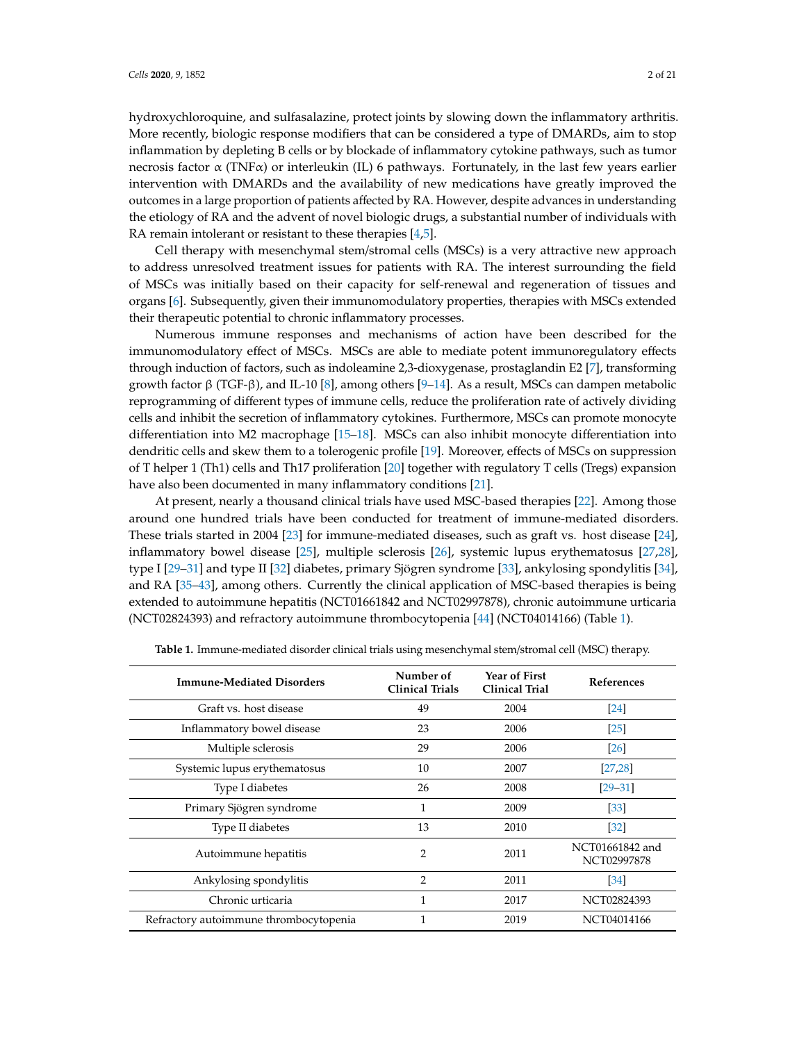hydroxychloroquine, and sulfasalazine, protect joints by slowing down the inflammatory arthritis. More recently, biologic response modifiers that can be considered a type of DMARDs, aim to stop inflammation by depleting B cells or by blockade of inflammatory cytokine pathways, such as tumor necrosis factor α (TNFα) or interleukin (IL) 6 pathways. Fortunately, in the last few years earlier intervention with DMARDs and the availability of new medications have greatly improved the outcomes in a large proportion of patients affected by RA. However, despite advances in understanding the etiology of RA and the advent of novel biologic drugs, a substantial number of individuals with RA remain intolerant or resistant to these therapies [4,5].

Cell therapy with mesenchymal stem/stromal cells (MSCs) is a very attractive new approach to address unresolved treatment issues for patients with RA. The interest surrounding the field of MSCs was initially based on their capacity for self-renewal and regeneration of tissues and organs [6]. Subsequently, given their immunomodulatory properties, therapies with MSCs extended their therapeutic potential to chronic inflammatory processes.

Numerous immune responses and mechanisms of action have been described for the immunomodulatory effect of MSCs. MSCs are able to mediate potent immunoregulatory effects through induction of factors, such as indoleamine 2,3-dioxygenase, prostaglandin E2 [7], transforming growth factor β (TGF-β), and IL-10 [8], among others [9–14]. As a result, MSCs can dampen metabolic reprogramming of different types of immune cells, reduce the proliferation rate of actively dividing cells and inhibit the secretion of inflammatory cytokines. Furthermore, MSCs can promote monocyte differentiation into M2 macrophage [15–18]. MSCs can also inhibit monocyte differentiation into dendritic cells and skew them to a tolerogenic profile [19]. Moreover, effects of MSCs on suppression of T helper 1 (Th1) cells and Th17 proliferation [20] together with regulatory T cells (Tregs) expansion have also been documented in many inflammatory conditions [21].

At present, nearly a thousand clinical trials have used MSC-based therapies [22]. Among those around one hundred trials have been conducted for treatment of immune-mediated disorders. These trials started in 2004 [23] for immune-mediated diseases, such as graft vs. host disease [24], inflammatory bowel disease [25], multiple sclerosis [26], systemic lupus erythematosus [27,28], type I [29–31] and type II [32] diabetes, primary Sjögren syndrome [33], ankylosing spondylitis [34], and RA [35–43], among others. Currently the clinical application of MSC-based therapies is being extended to autoimmune hepatitis (NCT01661842 and NCT02997878), chronic autoimmune urticaria (NCT02824393) and refractory autoimmune thrombocytopenia [44] (NCT04014166) (Table 1).

**Table 1.** Immune-mediated disorder clinical trials using mesenchymal stem/stromal cell (MSC) therapy.

| Immune-Mediated Disorders | Number of Clinical Trials | Year of First Clinical Trial | References |
|---|---|---|---|
| Graft vs. host disease | 49 | 2004 | [24] |
| Inflammatory bowel disease | 23 | 2006 | [25] |
| Multiple sclerosis | 29 | 2006 | [26] |
| Systemic lupus erythematosus | 10 | 2007 | [27,28] |
| Type I diabetes | 26 | 2008 | [29–31] |
| Primary Sjögren syndrome | 1 | 2009 | [33] |
| Type II diabetes | 13 | 2010 | [32] |
| Autoimmune hepatitis | 2 | 2011 | NCT01661842 and NCT02997878 |
| Ankylosing spondylitis | 2 | 2011 | [34] |
| Chronic urticaria | 1 | 2017 | NCT02824393 |
| Refractory autoimmune thrombocytopenia | 1 | 2019 | NCT04014166 |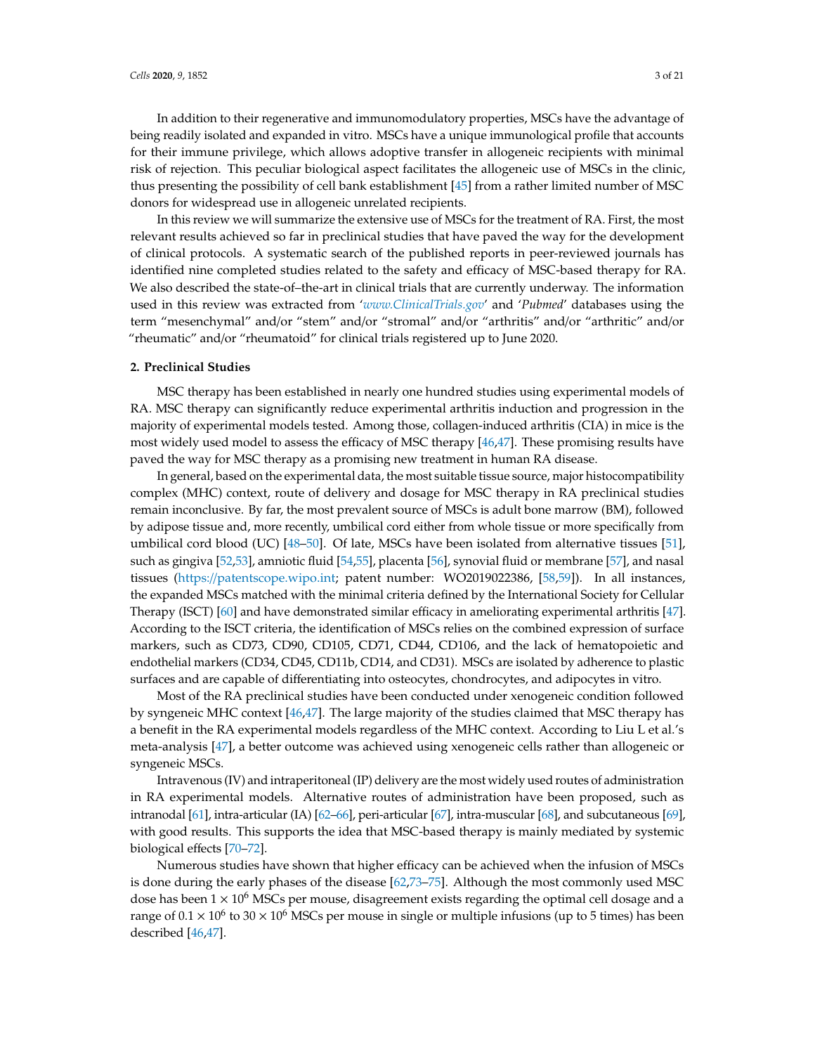In addition to their regenerative and immunomodulatory properties, MSCs have the advantage of being readily isolated and expanded in vitro. MSCs have a unique immunological profile that accounts for their immune privilege, which allows adoptive transfer in allogeneic recipients with minimal risk of rejection. This peculiar biological aspect facilitates the allogeneic use of MSCs in the clinic, thus presenting the possibility of cell bank establishment [45] from a rather limited number of MSC donors for widespread use in allogeneic unrelated recipients.

In this review we will summarize the extensive use of MSCs for the treatment of RA. First, the most relevant results achieved so far in preclinical studies that have paved the way for the development of clinical protocols. A systematic search of the published reports in peer-reviewed journals has identified nine completed studies related to the safety and efficacy of MSC-based therapy for RA. We also described the state-of–the-art in clinical trials that are currently underway. The information used in this review was extracted from '*www.ClinicalTrials.gov*' and '*Pubmed*' databases using the term "mesenchymal" and/or "stem" and/or "stromal" and/or "arthritis" and/or "arthritic" and/or "rheumatic" and/or "rheumatoid" for clinical trials registered up to June 2020.

## 2. Preclinical Studies

MSC therapy has been established in nearly one hundred studies using experimental models of RA. MSC therapy can significantly reduce experimental arthritis induction and progression in the majority of experimental models tested. Among those, collagen-induced arthritis (CIA) in mice is the most widely used model to assess the efficacy of MSC therapy [46,47]. These promising results have paved the way for MSC therapy as a promising new treatment in human RA disease.

In general, based on the experimental data, the most suitable tissue source, major histocompatibility complex (MHC) context, route of delivery and dosage for MSC therapy in RA preclinical studies remain inconclusive. By far, the most prevalent source of MSCs is adult bone marrow (BM), followed by adipose tissue and, more recently, umbilical cord either from whole tissue or more specifically from umbilical cord blood (UC) [48–50]. Of late, MSCs have been isolated from alternative tissues [51], such as gingiva [52,53], amniotic fluid [54,55], placenta [56], synovial fluid or membrane [57], and nasal tissues (https://patentscope.wipo.int; patent number: WO2019022386, [58,59]). In all instances, the expanded MSCs matched with the minimal criteria defined by the International Society for Cellular Therapy (ISCT) [60] and have demonstrated similar efficacy in ameliorating experimental arthritis [47]. According to the ISCT criteria, the identification of MSCs relies on the combined expression of surface markers, such as CD73, CD90, CD105, CD71, CD44, CD106, and the lack of hematopoietic and endothelial markers (CD34, CD45, CD11b, CD14, and CD31). MSCs are isolated by adherence to plastic surfaces and are capable of differentiating into osteocytes, chondrocytes, and adipocytes in vitro.

Most of the RA preclinical studies have been conducted under xenogeneic condition followed by syngeneic MHC context [46,47]. The large majority of the studies claimed that MSC therapy has a benefit in the RA experimental models regardless of the MHC context. According to Liu L et al.'s meta-analysis [47], a better outcome was achieved using xenogeneic cells rather than allogeneic or syngeneic MSCs.

Intravenous (IV) and intraperitoneal (IP) delivery are the most widely used routes of administration in RA experimental models. Alternative routes of administration have been proposed, such as intranodal [61], intra-articular (IA) [62–66], peri-articular [67], intra-muscular [68], and subcutaneous [69], with good results. This supports the idea that MSC-based therapy is mainly mediated by systemic biological effects [70–72].

Numerous studies have shown that higher efficacy can be achieved when the infusion of MSCs is done during the early phases of the disease [62,73–75]. Although the most commonly used MSC dose has been $1 \times 10^6$ MSCs per mouse, disagreement exists regarding the optimal cell dosage and a range of $0.1 \times 10^6$ to $30 \times 10^6$ MSCs per mouse in single or multiple infusions (up to 5 times) has been described [46,47].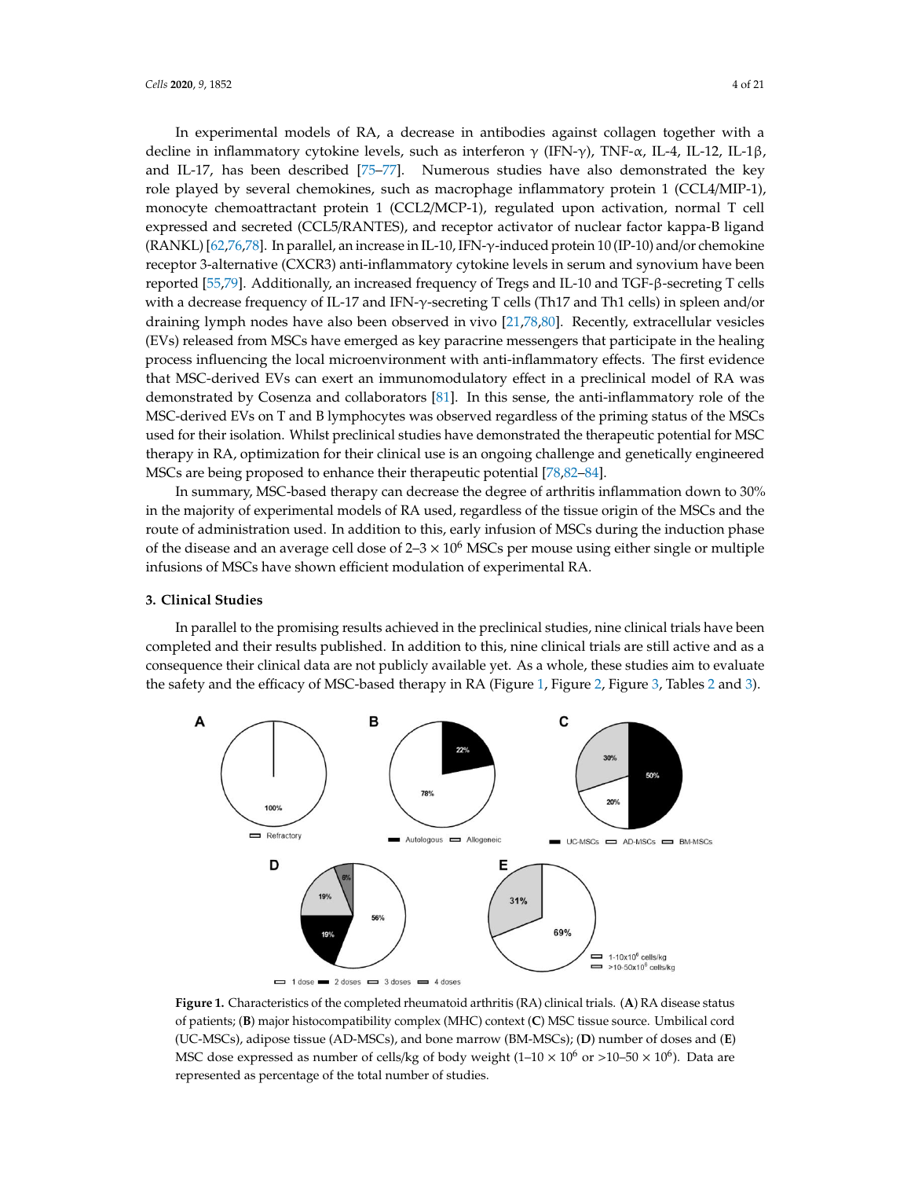In experimental models of RA, a decrease in antibodies against collagen together with a decline in inflammatory cytokine levels, such as interferon γ (IFN-γ), TNF-α, IL-4, IL-12, IL-1β, and IL-17, has been described [75–77]. Numerous studies have also demonstrated the key role played by several chemokines, such as macrophage inflammatory protein 1 (CCL4/MIP-1), monocyte chemoattractant protein 1 (CCL2/MCP-1), regulated upon activation, normal T cell expressed and secreted (CCL5/RANTES), and receptor activator of nuclear factor kappa-B ligand (RANKL) [62,76,78]. In parallel, an increase in IL-10, IFN-γ-induced protein 10 (IP-10) and/or chemokine receptor 3-alternative (CXCR3) anti-inflammatory cytokine levels in serum and synovium have been reported [55,79]. Additionally, an increased frequency of Tregs and IL-10 and TGF-β-secreting T cells with a decrease frequency of IL-17 and IFN-γ-secreting T cells (Th17 and Th1 cells) in spleen and/or draining lymph nodes have also been observed in vivo [21,78,80]. Recently, extracellular vesicles (EVs) released from MSCs have emerged as key paracrine messengers that participate in the healing process influencing the local microenvironment with anti-inflammatory effects. The first evidence that MSC-derived EVs can exert an immunomodulatory effect in a preclinical model of RA was demonstrated by Cosenza and collaborators [81]. In this sense, the anti-inflammatory role of the MSC-derived EVs on T and B lymphocytes was observed regardless of the priming status of the MSCs used for their isolation. Whilst preclinical studies have demonstrated the therapeutic potential for MSC therapy in RA, optimization for their clinical use is an ongoing challenge and genetically engineered MSCs are being proposed to enhance their therapeutic potential [78,82–84].

In summary, MSC-based therapy can decrease the degree of arthritis inflammation down to 30% in the majority of experimental models of RA used, regardless of the tissue origin of the MSCs and the route of administration used. In addition to this, early infusion of MSCs during the induction phase of the disease and an average cell dose of 2–3 × $10^6$ MSCs per mouse using either single or multiple infusions of MSCs have shown efficient modulation of experimental RA.

## 3. Clinical Studies

In parallel to the promising results achieved in the preclinical studies, nine clinical trials have been completed and their results published. In addition to this, nine clinical trials are still active and as a consequence their clinical data are not publicly available yet. As a whole, these studies aim to evaluate the safety and the efficacy of MSC-based therapy in RA (Figure 1, Figure 2, Figure 3, Tables 2 and 3).

**Figure 1.** Characteristics of the completed rheumatoid arthritis (RA) clinical trials. (**A**) RA disease status of patients; (**B**) major histocompatibility complex (MHC) context (**C**) MSC tissue source. Umbilical cord (UC-MSCs), adipose tissue (AD-MSCs), and bone marrow (BM-MSCs); (**D**) number of doses and (**E**) MSC dose expressed as number of cells/kg of body weight (1–10 × $10^6$ or >10–50 × $10^6$). Data are represented as percentage of the total number of studies.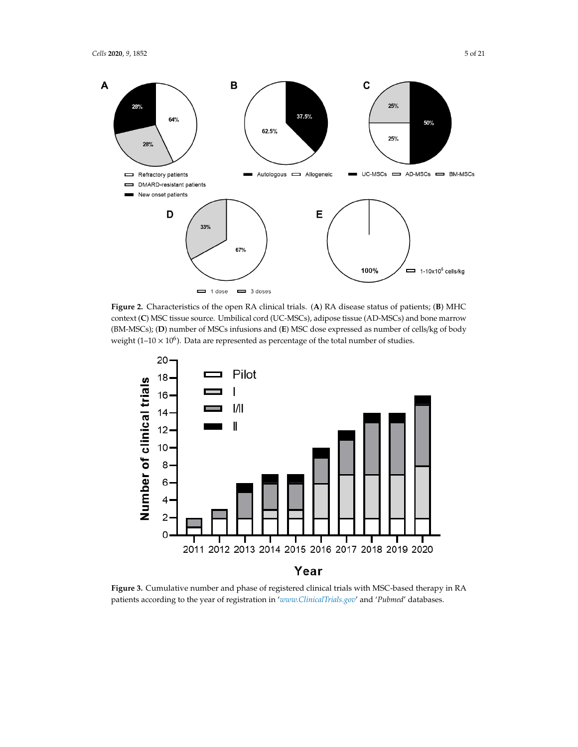**Figure 2.** Characteristics of the open RA clinical trials. (**A**) RA disease status of patients; (**B**) MHC context (**C**) MSC tissue source. Umbilical cord (UC-MSCs), adipose tissue (AD-MSCs) and bone marrow (BM-MSCs); (**D**) number of MSCs infusions and (**E**) MSC dose expressed as number of cells/kg of body weight ($1–10 \times 10^6$). Data are represented as percentage of the total number of studies.

**Figure 3.** Cumulative number and phase of registered clinical trials with MSC-based therapy in RA patients according to the year of registration in '*www.ClinicalTrials.gov*' and '*Pubmed*' databases.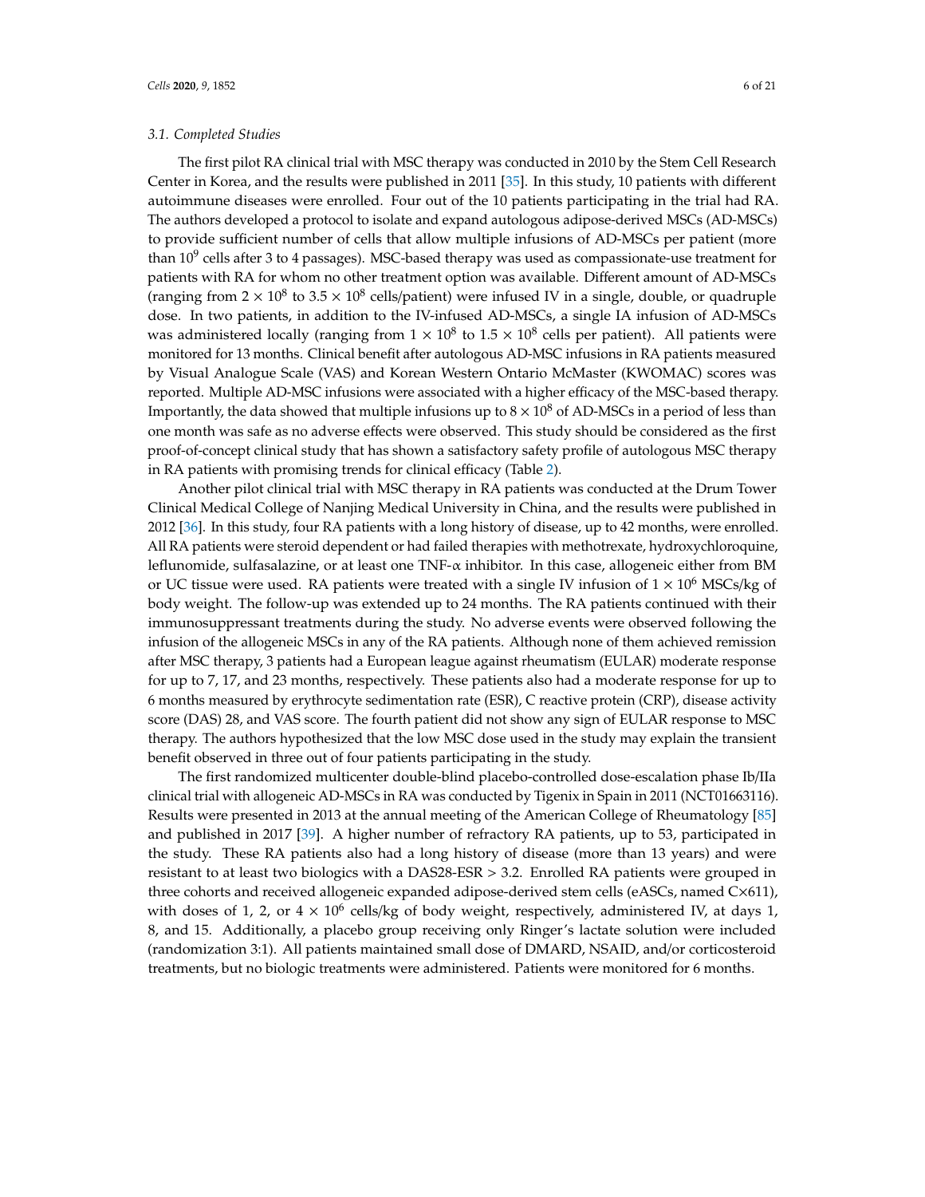### 3.1. Completed Studies

The first pilot RA clinical trial with MSC therapy was conducted in 2010 by the Stem Cell Research Center in Korea, and the results were published in 2011 [35]. In this study, 10 patients with different autoimmune diseases were enrolled. Four out of the 10 patients participating in the trial had RA. The authors developed a protocol to isolate and expand autologous adipose-derived MSCs (AD-MSCs) to provide sufficient number of cells that allow multiple infusions of AD-MSCs per patient (more than $10^9$ cells after 3 to 4 passages). MSC-based therapy was used as compassionate-use treatment for patients with RA for whom no other treatment option was available. Different amount of AD-MSCs (ranging from $2 \times 10^8$ to $3.5 \times 10^8$ cells/patient) were infused IV in a single, double, or quadruple dose. In two patients, in addition to the IV-infused AD-MSCs, a single IA infusion of AD-MSCs was administered locally (ranging from $1 \times 10^8$ to $1.5 \times 10^8$ cells per patient). All patients were monitored for 13 months. Clinical benefit after autologous AD-MSC infusions in RA patients measured by Visual Analogue Scale (VAS) and Korean Western Ontario McMaster (KWOMAC) scores was reported. Multiple AD-MSC infusions were associated with a higher efficacy of the MSC-based therapy. Importantly, the data showed that multiple infusions up to $8 \times 10^8$ of AD-MSCs in a period of less than one month was safe as no adverse effects were observed. This study should be considered as the first proof-of-concept clinical study that has shown a satisfactory safety profile of autologous MSC therapy in RA patients with promising trends for clinical efficacy (Table 2).

Another pilot clinical trial with MSC therapy in RA patients was conducted at the Drum Tower Clinical Medical College of Nanjing Medical University in China, and the results were published in 2012 [36]. In this study, four RA patients with a long history of disease, up to 42 months, were enrolled. All RA patients were steroid dependent or had failed therapies with methotrexate, hydroxychloroquine, leflunomide, sulfasalazine, or at least one TNF-α inhibitor. In this case, allogeneic either from BM or UC tissue were used. RA patients were treated with a single IV infusion of $1 \times 10^6$ MSCs/kg of body weight. The follow-up was extended up to 24 months. The RA patients continued with their immunosuppressant treatments during the study. No adverse events were observed following the infusion of the allogeneic MSCs in any of the RA patients. Although none of them achieved remission after MSC therapy, 3 patients had a European league against rheumatism (EULAR) moderate response for up to 7, 17, and 23 months, respectively. These patients also had a moderate response for up to 6 months measured by erythrocyte sedimentation rate (ESR), C reactive protein (CRP), disease activity score (DAS) 28, and VAS score. The fourth patient did not show any sign of EULAR response to MSC therapy. The authors hypothesized that the low MSC dose used in the study may explain the transient benefit observed in three out of four patients participating in the study.

The first randomized multicenter double-blind placebo-controlled dose-escalation phase Ib/IIa clinical trial with allogeneic AD-MSCs in RA was conducted by Tigenix in Spain in 2011 (NCT01663116). Results were presented in 2013 at the annual meeting of the American College of Rheumatology [85] and published in 2017 [39]. A higher number of refractory RA patients, up to 53, participated in the study. These RA patients also had a long history of disease (more than 13 years) and were resistant to at least two biologics with a DAS28-ESR > 3.2. Enrolled RA patients were grouped in three cohorts and received allogeneic expanded adipose-derived stem cells (eASCs, named C×611), with doses of 1, 2, or $4 \times 10^6$ cells/kg of body weight, respectively, administered IV, at days 1, 8, and 15. Additionally, a placebo group receiving only Ringer's lactate solution were included (randomization 3:1). All patients maintained small dose of DMARD, NSAID, and/or corticosteroid treatments, but no biologic treatments were administered. Patients were monitored for 6 months.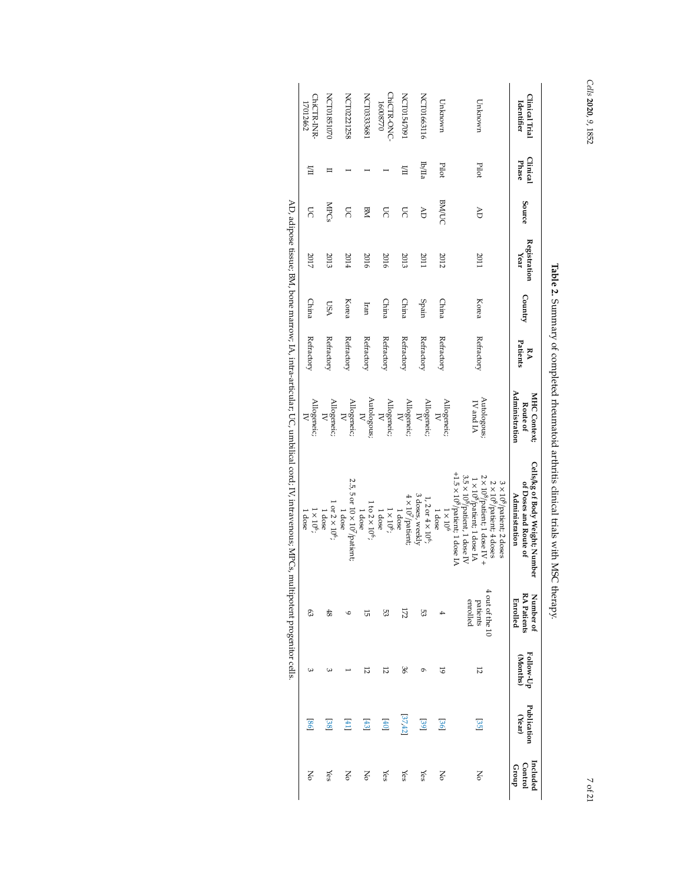**Table 2.** Summary of completed rheumatoid arthritis clinical trials with MSC therapy.

| Clinical Trial Identifier | Clinical Phase | Source | Registration Year | Country | RA Patients | MHC Context; Route of Administration | Cells/kg of Body Weight; Number of Doses and Route of Administration | Number of RA Patients Enrolled | Follow-Up (Months) | Publication (Year) | Included Control Group |
|---|---|---|---|---|---|---|---|---|---|---|---|
| Unknown | Pilot | AD | 2011 | Korea | Refractory | Autologous; IV and IA | $3 \times 10^8$/patient; 2 doses<br>$2 \times 10^8$/patient; 4 doses<br>$2 \times 10^8$/patient; 1 dose IV + $1 \times 10^8$/patient; 1 dose IA<br>$3.5 \times 10^8$/patient, 1 dose IV +$1.5 \times 10^8$/patient, 1 dose IA | 4 out of the 10 patients enrolled | 12 | [35] | No |
| Unknown | Pilot | BM/UC | 2012 | China | Refractory | Allogeneic; IV | $1 \times 10^6$<br>1 dose | 4 | 19 | [36] | No |
| NCT01663116 | Ib/IIa | AD | 2011 | Spain | Refractory | Allogeneic; IV | 1, 2 or $4 \times 10^6$;<br>3 doses, weekly | 53 | 6 | [39] | Yes |
| NCT01547091 | I/II | UC | 2013 | China | Refractory | Allogeneic; IV | $4 \times 10^7$/patient;<br>1 dose | 172 | 36 | [37,42] | Yes |
| ChiCTR-ONC-16008770 | I | UC | 2016 | China | Refractory | Allogeneic; IV | $1 \times 10^6$;<br>1 dose | 53 | 12 | [40] | Yes |
| NCT03333681 | I | BM | 2016 | Iran | Refractory | Autologous; IV | 1 to $2 \times 10^6$;<br>1 dose | 15 | 12 | [43] | No |
| NCT02221258 | I | UC | 2014 | Korea | Refractory | Allogeneic; IV | 2.5, 5 or $10 \times 10^7$/patient;<br>1 dose | 9 | 1 | [41] | No |
| NCT01851070 | II | MPCs | 2013 | USA | Refractory | Allogeneic; IV | 1 or $2 \times 10^6$;<br>1 dose | 48 | 3 | [38] | Yes |
| ChiCTR-INR-17012462 | I/II | UC | 2017 | China | Refractory | Allogeneic; IV | $1 \times 10^6$;<br>1 dose | 63 | 3 | [86] | No |

AD, adipose tissue; BM, bone marrow; IA, intra-articular; UC, umbilical cord; IV, intravenous; MPCs, multipotent progenitor cells.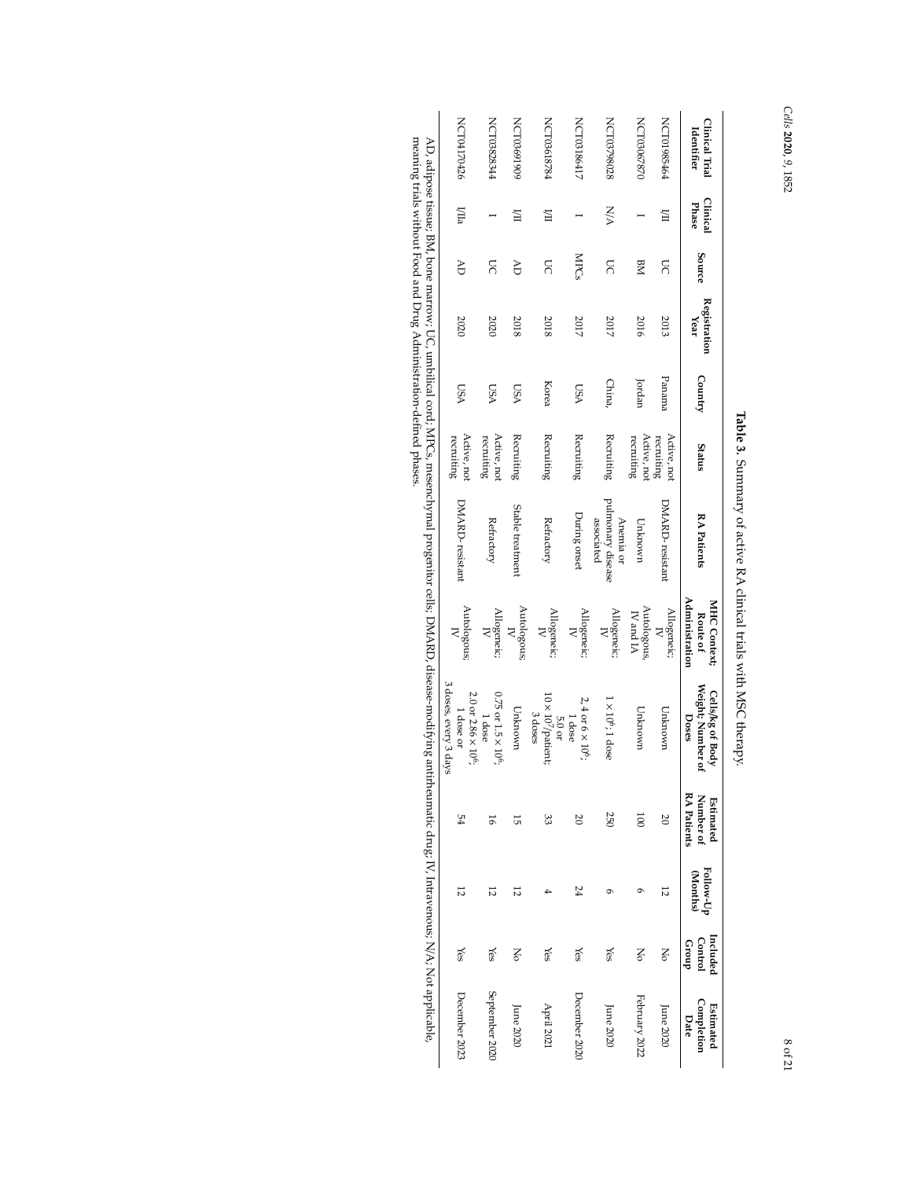**Table 3.** Summary of active RA clinical trials with MSC therapy.

| Clinical Trial Identifier | Clinical Phase | Source | Registration Year | Country | Status | RA Patients | MHC Context; Route of Administration | Cells/kg of Body Weight; Number of Doses | Estimated Number of RA Patients | Follow-Up (Months) | Included Control Group | Estimated Completion Date |
|---|---|---|---|---|---|---|---|---|---|---|---|---|
| NCT01985464 | I/II | UC | 2013 | Panama | Active, not recruiting | DMARD-resistant | Allogeneic; IV | Unknown | 20 | 12 | No | June 2020 |
| NCT03067870 | I | BM | 2016 | Jordan | Active, not recruiting | Unknown | Autologous, IV and IA | Unknown | 100 | 6 | No | February 2022 |
| NCT03798028 | N/A | UC | 2017 | China, | Recruiting | Anemia or pulmonary disease associated | Allogeneic; IV | $1 \times 10^6$; 1 dose | 250 | 6 | Yes | June 2020 |
| NCT03186417 | I | MPCs | 2017 | USA | Recruiting | During onset | Allogeneic; IV | 2, 4 or $6 \times 10^6$; 1 dose | 20 | 24 | Yes | December 2020 |
| NCT03618784 | I/II | UC | 2018 | Korea | Recruiting | Refractory | Allogeneic; IV | 5.0 or $10 \times 10^7$/patient; 3 doses | 33 | 4 | Yes | April 2021 |
| NCT03691909 | I/II | AD | 2018 | USA | Recruiting | Stable treatment | Autologous; IV | Unknown | 15 | 12 | No | June 2020 |
| NCT03828344 | I | UC | 2020 | USA | Active, not recruiting | Refractory | Allogeneic; IV | 0.75 or $1.5 \times 10^6$; 1 dose | 16 | 12 | Yes | September 2020 |
| NCT04170426 | I/IIa | AD | 2020 | USA | Active, not recruiting | DMARD-resistant | Autologous; IV | 2.0 or $2.86 \times 10^6$; 1 dose or 3 doses, every 3 days | 54 | 12 | Yes | December 2023 |

AD, adipose tissue; BM, bone marrow; UC, umbilical cord; MPCs, mesenchymal progenitor cells; DMARD, disease-modifying antirheumatic drug; IV, Intravenous; N/A, Not applicable, meaning trials without Food and Drug Administration-defined phases.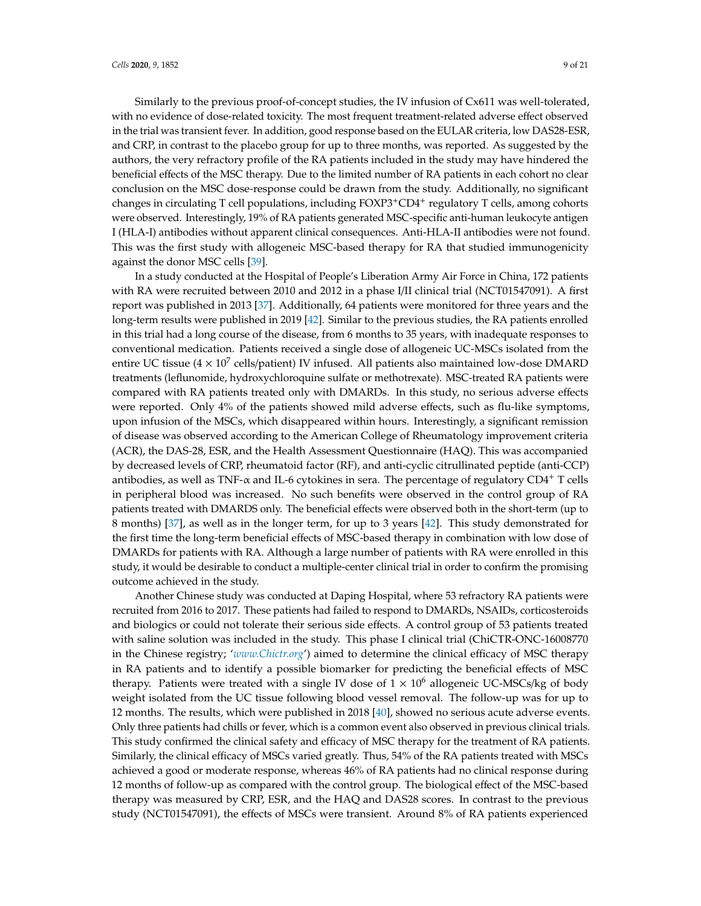Similarly to the previous proof-of-concept studies, the IV infusion of Cx611 was well-tolerated, with no evidence of dose-related toxicity. The most frequent treatment-related adverse effect observed in the trial was transient fever. In addition, good response based on the EULAR criteria, low DAS28-ESR, and CRP, in contrast to the placebo group for up to three months, was reported. As suggested by the authors, the very refractory profile of the RA patients included in the study may have hindered the beneficial effects of the MSC therapy. Due to the limited number of RA patients in each cohort no clear conclusion on the MSC dose-response could be drawn from the study. Additionally, no significant changes in circulating T cell populations, including $FOXP3^{+}CD4^{+}$ regulatory T cells, among cohorts were observed. Interestingly, 19% of RA patients generated MSC-specific anti-human leukocyte antigen I (HLA-I) antibodies without apparent clinical consequences. Anti-HLA-II antibodies were not found. This was the first study with allogeneic MSC-based therapy for RA that studied immunogenicity against the donor MSC cells [39].

In a study conducted at the Hospital of People's Liberation Army Air Force in China, 172 patients with RA were recruited between 2010 and 2012 in a phase I/II clinical trial (NCT01547091). A first report was published in 2013 [37]. Additionally, 64 patients were monitored for three years and the long-term results were published in 2019 [42]. Similar to the previous studies, the RA patients enrolled in this trial had a long course of the disease, from 6 months to 35 years, with inadequate responses to conventional medication. Patients received a single dose of allogeneic UC-MSCs isolated from the entire UC tissue ($4 \times 10^{7}$ cells/patient) IV infused. All patients also maintained low-dose DMARD treatments (leflunomide, hydroxychloroquine sulfate or methotrexate). MSC-treated RA patients were compared with RA patients treated only with DMARDs. In this study, no serious adverse effects were reported. Only 4% of the patients showed mild adverse effects, such as flu-like symptoms, upon infusion of the MSCs, which disappeared within hours. Interestingly, a significant remission of disease was observed according to the American College of Rheumatology improvement criteria (ACR), the DAS-28, ESR, and the Health Assessment Questionnaire (HAQ). This was accompanied by decreased levels of CRP, rheumatoid factor (RF), and anti-cyclic citrullinated peptide (anti-CCP) antibodies, as well as TNF-α and IL-6 cytokines in sera. The percentage of regulatory $CD4^{+}$ T cells in peripheral blood was increased. No such benefits were observed in the control group of RA patients treated with DMARDS only. The beneficial effects were observed both in the short-term (up to 8 months) [37], as well as in the longer term, for up to 3 years [42]. This study demonstrated for the first time the long-term beneficial effects of MSC-based therapy in combination with low dose of DMARDs for patients with RA. Although a large number of patients with RA were enrolled in this study, it would be desirable to conduct a multiple-center clinical trial in order to confirm the promising outcome achieved in the study.

Another Chinese study was conducted at Daping Hospital, where 53 refractory RA patients were recruited from 2016 to 2017. These patients had failed to respond to DMARDs, NSAIDs, corticosteroids and biologics or could not tolerate their serious side effects. A control group of 53 patients treated with saline solution was included in the study. This phase I clinical trial (ChiCTR-ONC-16008770 in the Chinese registry; '*www.Chictr.org*') aimed to determine the clinical efficacy of MSC therapy in RA patients and to identify a possible biomarker for predicting the beneficial effects of MSC therapy. Patients were treated with a single IV dose of $1 \times 10^{6}$ allogeneic UC-MSCs/kg of body weight isolated from the UC tissue following blood vessel removal. The follow-up was for up to 12 months. The results, which were published in 2018 [40], showed no serious acute adverse events. Only three patients had chills or fever, which is a common event also observed in previous clinical trials. This study confirmed the clinical safety and efficacy of MSC therapy for the treatment of RA patients. Similarly, the clinical efficacy of MSCs varied greatly. Thus, 54% of the RA patients treated with MSCs achieved a good or moderate response, whereas 46% of RA patients had no clinical response during 12 months of follow-up as compared with the control group. The biological effect of the MSC-based therapy was measured by CRP, ESR, and the HAQ and DAS28 scores. In contrast to the previous study (NCT01547091), the effects of MSCs were transient. Around 8% of RA patients experienced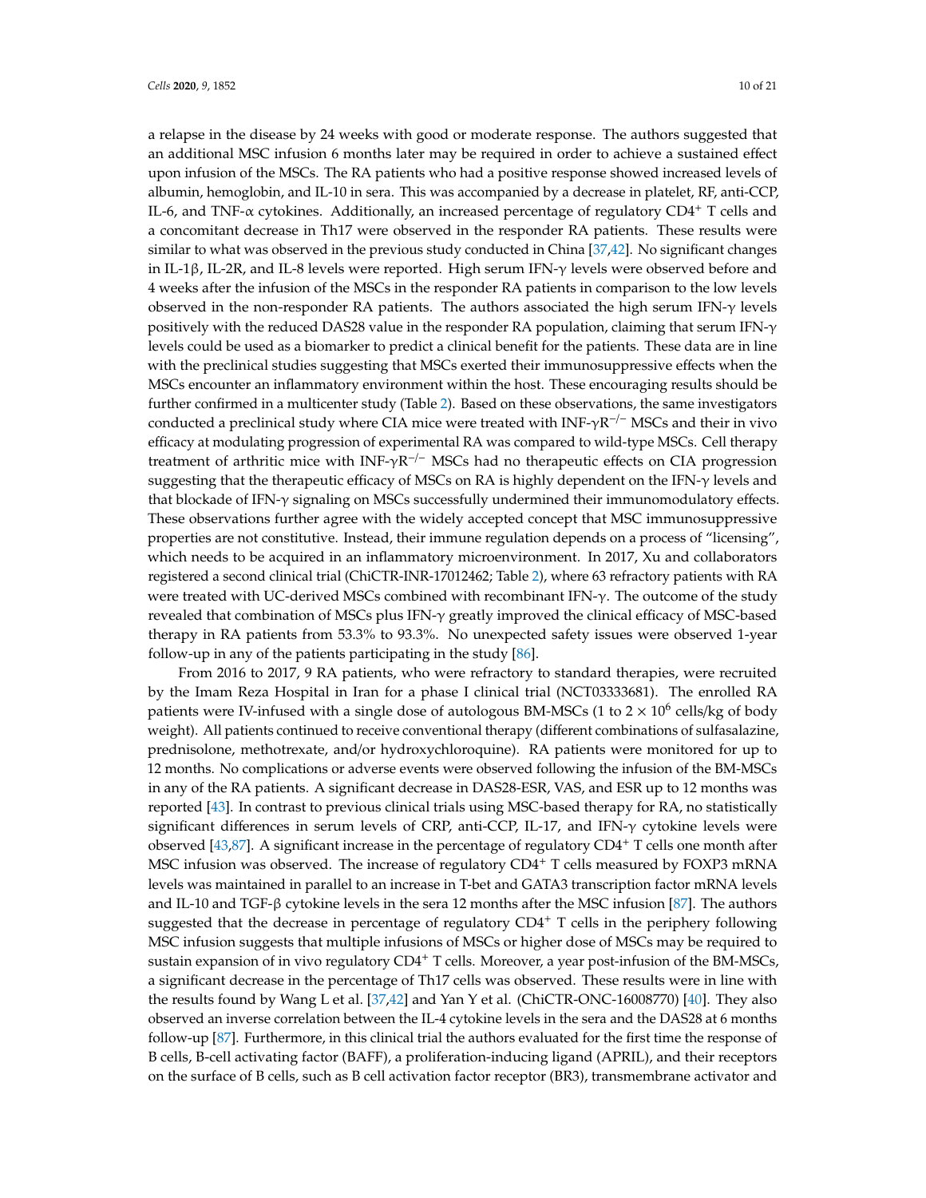a relapse in the disease by 24 weeks with good or moderate response. The authors suggested that an additional MSC infusion 6 months later may be required in order to achieve a sustained effect upon infusion of the MSCs. The RA patients who had a positive response showed increased levels of albumin, hemoglobin, and IL-10 in sera. This was accompanied by a decrease in platelet, RF, anti-CCP, IL-6, and TNF-α cytokines. Additionally, an increased percentage of regulatory $CD4^+$ T cells and a concomitant decrease in Th17 were observed in the responder RA patients. These results were similar to what was observed in the previous study conducted in China [37,42]. No significant changes in IL-1β, IL-2R, and IL-8 levels were reported. High serum IFN-γ levels were observed before and 4 weeks after the infusion of the MSCs in the responder RA patients in comparison to the low levels observed in the non-responder RA patients. The authors associated the high serum IFN-γ levels positively with the reduced DAS28 value in the responder RA population, claiming that serum IFN-γ levels could be used as a biomarker to predict a clinical benefit for the patients. These data are in line with the preclinical studies suggesting that MSCs exerted their immunosuppressive effects when the MSCs encounter an inflammatory environment within the host. These encouraging results should be further confirmed in a multicenter study (Table 2). Based on these observations, the same investigators conducted a preclinical study where CIA mice were treated with INF-$\gamma R^{-/-}$ MSCs and their in vivo efficacy at modulating progression of experimental RA was compared to wild-type MSCs. Cell therapy treatment of arthritic mice with INF-$\gamma R^{-/-}$ MSCs had no therapeutic effects on CIA progression suggesting that the therapeutic efficacy of MSCs on RA is highly dependent on the IFN-γ levels and that blockade of IFN-γ signaling on MSCs successfully undermined their immunomodulatory effects. These observations further agree with the widely accepted concept that MSC immunosuppressive properties are not constitutive. Instead, their immune regulation depends on a process of "licensing", which needs to be acquired in an inflammatory microenvironment. In 2017, Xu and collaborators registered a second clinical trial (ChiCTR-INR-17012462; Table 2), where 63 refractory patients with RA were treated with UC-derived MSCs combined with recombinant IFN-γ. The outcome of the study revealed that combination of MSCs plus IFN-γ greatly improved the clinical efficacy of MSC-based therapy in RA patients from 53.3% to 93.3%. No unexpected safety issues were observed 1-year follow-up in any of the patients participating in the study [86].

From 2016 to 2017, 9 RA patients, who were refractory to standard therapies, were recruited by the Imam Reza Hospital in Iran for a phase I clinical trial (NCT03333681). The enrolled RA patients were IV-infused with a single dose of autologous BM-MSCs (1 to $2 \times 10^6$ cells/kg of body weight). All patients continued to receive conventional therapy (different combinations of sulfasalazine, prednisolone, methotrexate, and/or hydroxychloroquine). RA patients were monitored for up to 12 months. No complications or adverse events were observed following the infusion of the BM-MSCs in any of the RA patients. A significant decrease in DAS28-ESR, VAS, and ESR up to 12 months was reported [43]. In contrast to previous clinical trials using MSC-based therapy for RA, no statistically significant differences in serum levels of CRP, anti-CCP, IL-17, and IFN-γ cytokine levels were observed [43,87]. A significant increase in the percentage of regulatory $CD4^+$ T cells one month after MSC infusion was observed. The increase of regulatory $CD4^+$ T cells measured by FOXP3 mRNA levels was maintained in parallel to an increase in T-bet and GATA3 transcription factor mRNA levels and IL-10 and TGF-β cytokine levels in the sera 12 months after the MSC infusion [87]. The authors suggested that the decrease in percentage of regulatory $CD4^+$ T cells in the periphery following MSC infusion suggests that multiple infusions of MSCs or higher dose of MSCs may be required to sustain expansion of in vivo regulatory $CD4^+$ T cells. Moreover, a year post-infusion of the BM-MSCs, a significant decrease in the percentage of Th17 cells was observed. These results were in line with the results found by Wang L et al. [37,42] and Yan Y et al. (ChiCTR-ONC-16008770) [40]. They also observed an inverse correlation between the IL-4 cytokine levels in the sera and the DAS28 at 6 months follow-up [87]. Furthermore, in this clinical trial the authors evaluated for the first time the response of B cells, B-cell activating factor (BAFF), a proliferation-inducing ligand (APRIL), and their receptors on the surface of B cells, such as B cell activation factor receptor (BR3), transmembrane activator and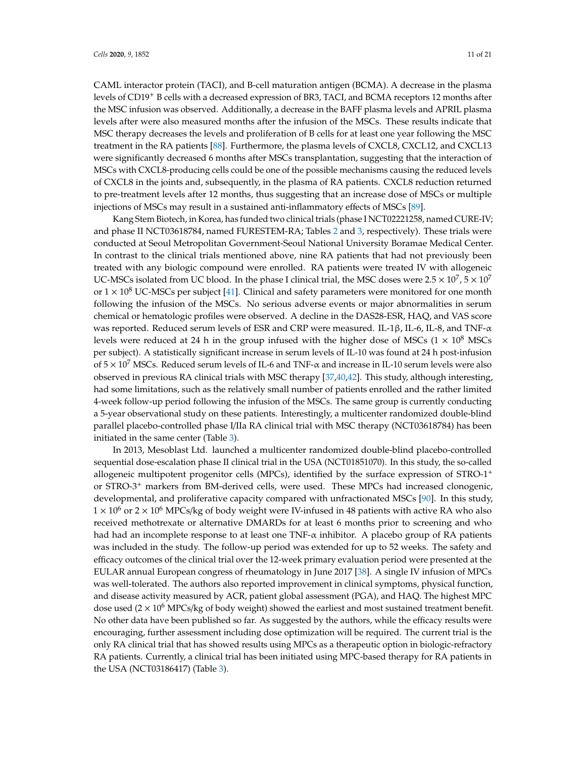CAML interactor protein (TACI), and B-cell maturation antigen (BCMA). A decrease in the plasma levels of $CD19^+$ B cells with a decreased expression of BR3, TACI, and BCMA receptors 12 months after the MSC infusion was observed. Additionally, a decrease in the BAFF plasma levels and APRIL plasma levels after were also measured months after the infusion of the MSCs. These results indicate that MSC therapy decreases the levels and proliferation of B cells for at least one year following the MSC treatment in the RA patients [88]. Furthermore, the plasma levels of CXCL8, CXCL12, and CXCL13 were significantly decreased 6 months after MSCs transplantation, suggesting that the interaction of MSCs with CXCL8-producing cells could be one of the possible mechanisms causing the reduced levels of CXCL8 in the joints and, subsequently, in the plasma of RA patients. CXCL8 reduction returned to pre-treatment levels after 12 months, thus suggesting that an increase dose of MSCs or multiple injections of MSCs may result in a sustained anti-inflammatory effects of MSCs [89].

Kang Stem Biotech, in Korea, has funded two clinical trials (phase I NCT02221258, named CURE-IV; and phase II NCT03618784, named FURESTEM-RA; Tables 2 and 3, respectively). These trials were conducted at Seoul Metropolitan Government-Seoul National University Boramae Medical Center. In contrast to the clinical trials mentioned above, nine RA patients that had not previously been treated with any biologic compound were enrolled. RA patients were treated IV with allogeneic UC-MSCs isolated from UC blood. In the phase I clinical trial, the MSC doses were $2.5 \times 10^7$, $5 \times 10^7$ or $1 \times 10^8$ UC-MSCs per subject [41]. Clinical and safety parameters were monitored for one month following the infusion of the MSCs. No serious adverse events or major abnormalities in serum chemical or hematologic profiles were observed. A decline in the DAS28-ESR, HAQ, and VAS score was reported. Reduced serum levels of ESR and CRP were measured. IL-1β, IL-6, IL-8, and TNF-α levels were reduced at 24 h in the group infused with the higher dose of MSCs ($1 \times 10^8$ MSCs per subject). A statistically significant increase in serum levels of IL-10 was found at 24 h post-infusion of $5 \times 10^7$ MSCs. Reduced serum levels of IL-6 and TNF-α and increase in IL-10 serum levels were also observed in previous RA clinical trials with MSC therapy [37,40,42]. This study, although interesting, had some limitations, such as the relatively small number of patients enrolled and the rather limited 4-week follow-up period following the infusion of the MSCs. The same group is currently conducting a 5-year observational study on these patients. Interestingly, a multicenter randomized double-blind parallel placebo-controlled phase I/IIa RA clinical trial with MSC therapy (NCT03618784) has been initiated in the same center (Table 3).

In 2013, Mesoblast Ltd. launched a multicenter randomized double-blind placebo-controlled sequential dose-escalation phase II clinical trial in the USA (NCT01851070). In this study, the so-called allogeneic multipotent progenitor cells (MPCs), identified by the surface expression of $STRO\text{-}1^+$ or $STRO\text{-}3^+$ markers from BM-derived cells, were used. These MPCs had increased clonogenic, developmental, and proliferative capacity compared with unfractionated MSCs [90]. In this study, $1 \times 10^6$ or $2 \times 10^6$ MPCs/kg of body weight were IV-infused in 48 patients with active RA who also received methotrexate or alternative DMARDs for at least 6 months prior to screening and who had had an incomplete response to at least one TNF-α inhibitor. A placebo group of RA patients was included in the study. The follow-up period was extended for up to 52 weeks. The safety and efficacy outcomes of the clinical trial over the 12-week primary evaluation period were presented at the EULAR annual European congress of rheumatology in June 2017 [38]. A single IV infusion of MPCs was well-tolerated. The authors also reported improvement in clinical symptoms, physical function, and disease activity measured by ACR, patient global assessment (PGA), and HAQ. The highest MPC dose used ($2 \times 10^6$ MPCs/kg of body weight) showed the earliest and most sustained treatment benefit. No other data have been published so far. As suggested by the authors, while the efficacy results were encouraging, further assessment including dose optimization will be required. The current trial is the only RA clinical trial that has showed results using MPCs as a therapeutic option in biologic-refractory RA patients. Currently, a clinical trial has been initiated using MPC-based therapy for RA patients in the USA (NCT03186417) (Table 3).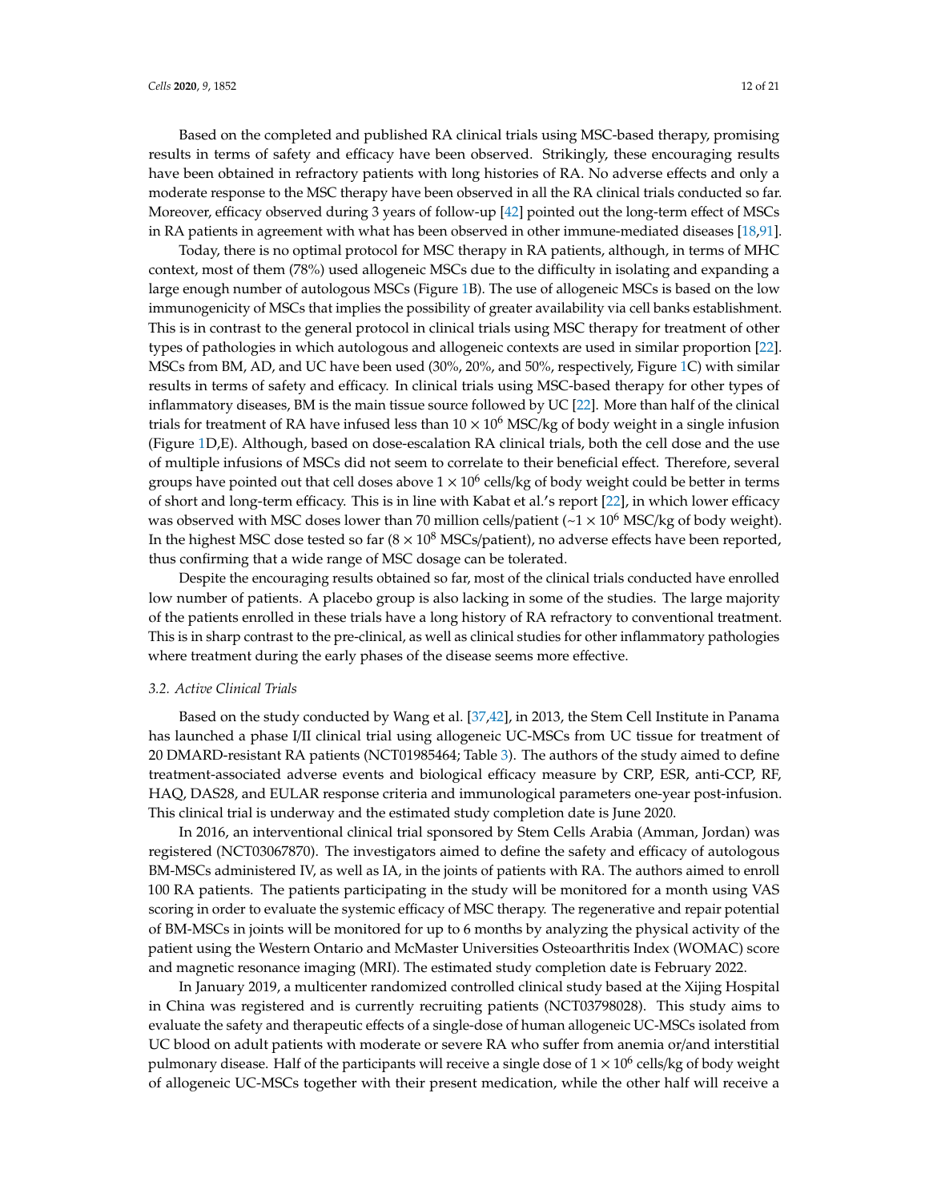Based on the completed and published RA clinical trials using MSC-based therapy, promising results in terms of safety and efficacy have been observed. Strikingly, these encouraging results have been obtained in refractory patients with long histories of RA. No adverse effects and only a moderate response to the MSC therapy have been observed in all the RA clinical trials conducted so far. Moreover, efficacy observed during 3 years of follow-up [42] pointed out the long-term effect of MSCs in RA patients in agreement with what has been observed in other immune-mediated diseases [18,91].

Today, there is no optimal protocol for MSC therapy in RA patients, although, in terms of MHC context, most of them (78%) used allogeneic MSCs due to the difficulty in isolating and expanding a large enough number of autologous MSCs (Figure 1B). The use of allogeneic MSCs is based on the low immunogenicity of MSCs that implies the possibility of greater availability via cell banks establishment. This is in contrast to the general protocol in clinical trials using MSC therapy for treatment of other types of pathologies in which autologous and allogeneic contexts are used in similar proportion [22]. MSCs from BM, AD, and UC have been used (30%, 20%, and 50%, respectively, Figure 1C) with similar results in terms of safety and efficacy. In clinical trials using MSC-based therapy for other types of inflammatory diseases, BM is the main tissue source followed by UC [22]. More than half of the clinical trials for treatment of RA have infused less than $10 \times 10^6$ MSC/kg of body weight in a single infusion (Figure 1D,E). Although, based on dose-escalation RA clinical trials, both the cell dose and the use of multiple infusions of MSCs did not seem to correlate to their beneficial effect. Therefore, several groups have pointed out that cell doses above $1 \times 10^6$ cells/kg of body weight could be better in terms of short and long-term efficacy. This is in line with Kabat et al.'s report [22], in which lower efficacy was observed with MSC doses lower than 70 million cells/patient (~$1 \times 10^6$ MSC/kg of body weight). In the highest MSC dose tested so far ($8 \times 10^8$ MSCs/patient), no adverse effects have been reported, thus confirming that a wide range of MSC dosage can be tolerated.

Despite the encouraging results obtained so far, most of the clinical trials conducted have enrolled low number of patients. A placebo group is also lacking in some of the studies. The large majority of the patients enrolled in these trials have a long history of RA refractory to conventional treatment. This is in sharp contrast to the pre-clinical, as well as clinical studies for other inflammatory pathologies where treatment during the early phases of the disease seems more effective.

### 3.2. Active Clinical Trials

Based on the study conducted by Wang et al. [37,42], in 2013, the Stem Cell Institute in Panama has launched a phase I/II clinical trial using allogeneic UC-MSCs from UC tissue for treatment of 20 DMARD-resistant RA patients (NCT01985464; Table 3). The authors of the study aimed to define treatment-associated adverse events and biological efficacy measure by CRP, ESR, anti-CCP, RF, HAQ, DAS28, and EULAR response criteria and immunological parameters one-year post-infusion. This clinical trial is underway and the estimated study completion date is June 2020.

In 2016, an interventional clinical trial sponsored by Stem Cells Arabia (Amman, Jordan) was registered (NCT03067870). The investigators aimed to define the safety and efficacy of autologous BM-MSCs administered IV, as well as IA, in the joints of patients with RA. The authors aimed to enroll 100 RA patients. The patients participating in the study will be monitored for a month using VAS scoring in order to evaluate the systemic efficacy of MSC therapy. The regenerative and repair potential of BM-MSCs in joints will be monitored for up to 6 months by analyzing the physical activity of the patient using the Western Ontario and McMaster Universities Osteoarthritis Index (WOMAC) score and magnetic resonance imaging (MRI). The estimated study completion date is February 2022.

In January 2019, a multicenter randomized controlled clinical study based at the Xijing Hospital in China was registered and is currently recruiting patients (NCT03798028). This study aims to evaluate the safety and therapeutic effects of a single-dose of human allogeneic UC-MSCs isolated from UC blood on adult patients with moderate or severe RA who suffer from anemia or/and interstitial pulmonary disease. Half of the participants will receive a single dose of $1 \times 10^6$ cells/kg of body weight of allogeneic UC-MSCs together with their present medication, while the other half will receive a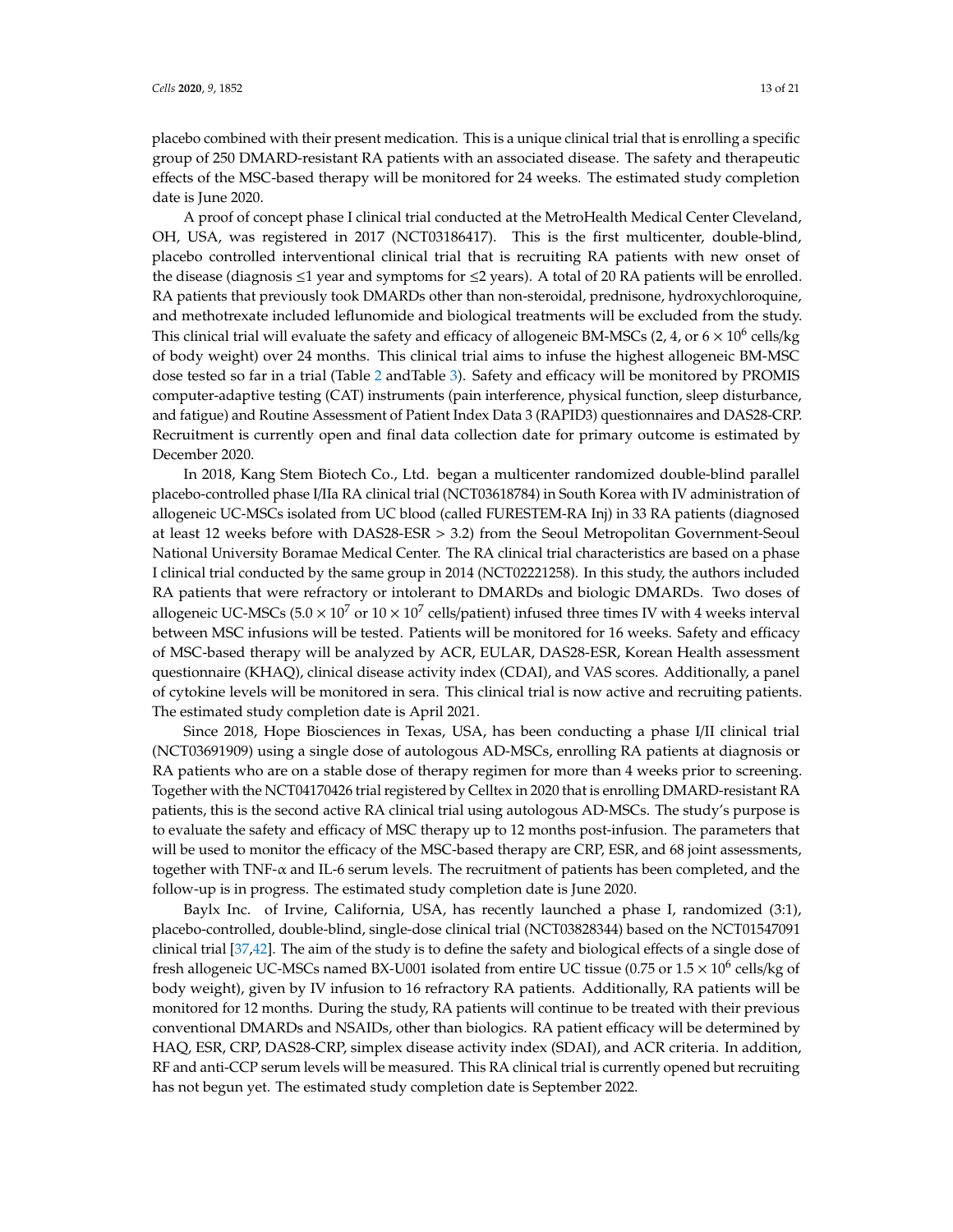placebo combined with their present medication. This is a unique clinical trial that is enrolling a specific group of 250 DMARD-resistant RA patients with an associated disease. The safety and therapeutic effects of the MSC-based therapy will be monitored for 24 weeks. The estimated study completion date is June 2020.

A proof of concept phase I clinical trial conducted at the MetroHealth Medical Center Cleveland, OH, USA, was registered in 2017 (NCT03186417). This is the first multicenter, double-blind, placebo controlled interventional clinical trial that is recruiting RA patients with new onset of the disease (diagnosis ≤1 year and symptoms for ≤2 years). A total of 20 RA patients will be enrolled. RA patients that previously took DMARDs other than non-steroidal, prednisone, hydroxychloroquine, and methotrexate included leflunomide and biological treatments will be excluded from the study. This clinical trial will evaluate the safety and efficacy of allogeneic BM-MSCs (2, 4, or $6 \times 10^6$ cells/kg of body weight) over 24 months. This clinical trial aims to infuse the highest allogeneic BM-MSC dose tested so far in a trial (Table 2 andTable 3). Safety and efficacy will be monitored by PROMIS computer-adaptive testing (CAT) instruments (pain interference, physical function, sleep disturbance, and fatigue) and Routine Assessment of Patient Index Data 3 (RAPID3) questionnaires and DAS28-CRP. Recruitment is currently open and final data collection date for primary outcome is estimated by December 2020.

In 2018, Kang Stem Biotech Co., Ltd. began a multicenter randomized double-blind parallel placebo-controlled phase I/IIa RA clinical trial (NCT03618784) in South Korea with IV administration of allogeneic UC-MSCs isolated from UC blood (called FURESTEM-RA Inj) in 33 RA patients (diagnosed at least 12 weeks before with DAS28-ESR > 3.2) from the Seoul Metropolitan Government-Seoul National University Boramae Medical Center. The RA clinical trial characteristics are based on a phase I clinical trial conducted by the same group in 2014 (NCT02221258). In this study, the authors included RA patients that were refractory or intolerant to DMARDs and biologic DMARDs. Two doses of allogeneic UC-MSCs ($5.0 \times 10^7$ or $10 \times 10^7$ cells/patient) infused three times IV with 4 weeks interval between MSC infusions will be tested. Patients will be monitored for 16 weeks. Safety and efficacy of MSC-based therapy will be analyzed by ACR, EULAR, DAS28-ESR, Korean Health assessment questionnaire (KHAQ), clinical disease activity index (CDAI), and VAS scores. Additionally, a panel of cytokine levels will be monitored in sera. This clinical trial is now active and recruiting patients. The estimated study completion date is April 2021.

Since 2018, Hope Biosciences in Texas, USA, has been conducting a phase I/II clinical trial (NCT03691909) using a single dose of autologous AD-MSCs, enrolling RA patients at diagnosis or RA patients who are on a stable dose of therapy regimen for more than 4 weeks prior to screening. Together with the NCT04170426 trial registered by Celltex in 2020 that is enrolling DMARD-resistant RA patients, this is the second active RA clinical trial using autologous AD-MSCs. The study's purpose is to evaluate the safety and efficacy of MSC therapy up to 12 months post-infusion. The parameters that will be used to monitor the efficacy of the MSC-based therapy are CRP, ESR, and 68 joint assessments, together with TNF-α and IL-6 serum levels. The recruitment of patients has been completed, and the follow-up is in progress. The estimated study completion date is June 2020.

Baylx Inc. of Irvine, California, USA, has recently launched a phase I, randomized (3:1), placebo-controlled, double-blind, single-dose clinical trial (NCT03828344) based on the NCT01547091 clinical trial [37,42]. The aim of the study is to define the safety and biological effects of a single dose of fresh allogeneic UC-MSCs named BX-U001 isolated from entire UC tissue (0.75 or $1.5 \times 10^6$ cells/kg of body weight), given by IV infusion to 16 refractory RA patients. Additionally, RA patients will be monitored for 12 months. During the study, RA patients will continue to be treated with their previous conventional DMARDs and NSAIDs, other than biologics. RA patient efficacy will be determined by HAQ, ESR, CRP, DAS28-CRP, simplex disease activity index (SDAI), and ACR criteria. In addition, RF and anti-CCP serum levels will be measured. This RA clinical trial is currently opened but recruiting has not begun yet. The estimated study completion date is September 2022.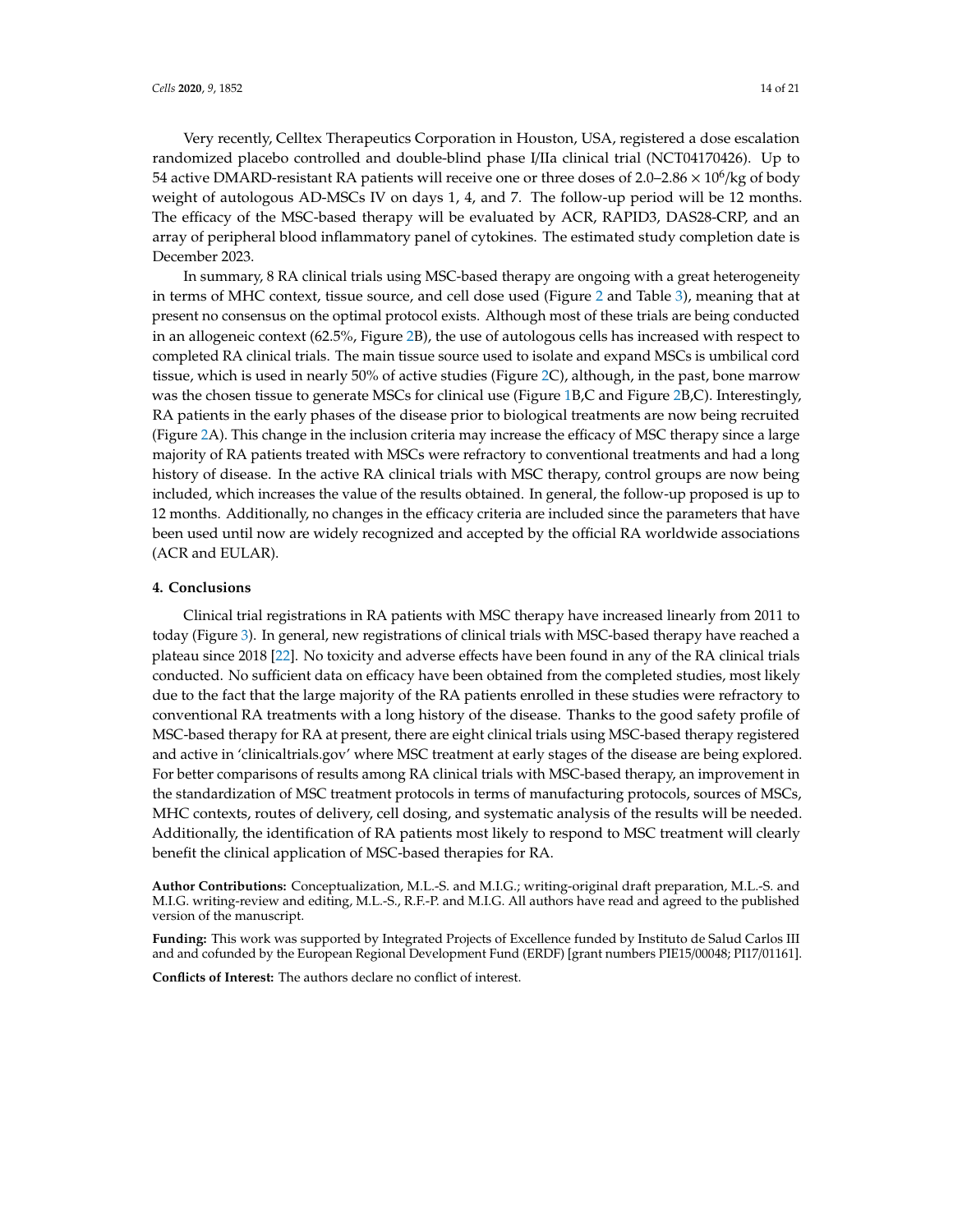Very recently, Celltex Therapeutics Corporation in Houston, USA, registered a dose escalation randomized placebo controlled and double-blind phase I/IIa clinical trial (NCT04170426). Up to 54 active DMARD-resistant RA patients will receive one or three doses of $2.0–2.86 \times 10^6$/kg of body weight of autologous AD-MSCs IV on days 1, 4, and 7. The follow-up period will be 12 months. The efficacy of the MSC-based therapy will be evaluated by ACR, RAPID3, DAS28-CRP, and an array of peripheral blood inflammatory panel of cytokines. The estimated study completion date is December 2023.

In summary, 8 RA clinical trials using MSC-based therapy are ongoing with a great heterogeneity in terms of MHC context, tissue source, and cell dose used (Figure 2 and Table 3), meaning that at present no consensus on the optimal protocol exists. Although most of these trials are being conducted in an allogeneic context (62.5%, Figure 2B), the use of autologous cells has increased with respect to completed RA clinical trials. The main tissue source used to isolate and expand MSCs is umbilical cord tissue, which is used in nearly 50% of active studies (Figure 2C), although, in the past, bone marrow was the chosen tissue to generate MSCs for clinical use (Figure 1B,C and Figure 2B,C). Interestingly, RA patients in the early phases of the disease prior to biological treatments are now being recruited (Figure 2A). This change in the inclusion criteria may increase the efficacy of MSC therapy since a large majority of RA patients treated with MSCs were refractory to conventional treatments and had a long history of disease. In the active RA clinical trials with MSC therapy, control groups are now being included, which increases the value of the results obtained. In general, the follow-up proposed is up to 12 months. Additionally, no changes in the efficacy criteria are included since the parameters that have been used until now are widely recognized and accepted by the official RA worldwide associations (ACR and EULAR).

## 4. Conclusions

Clinical trial registrations in RA patients with MSC therapy have increased linearly from 2011 to today (Figure 3). In general, new registrations of clinical trials with MSC-based therapy have reached a plateau since 2018 [22]. No toxicity and adverse effects have been found in any of the RA clinical trials conducted. No sufficient data on efficacy have been obtained from the completed studies, most likely due to the fact that the large majority of the RA patients enrolled in these studies were refractory to conventional RA treatments with a long history of the disease. Thanks to the good safety profile of MSC-based therapy for RA at present, there are eight clinical trials using MSC-based therapy registered and active in 'clinicaltrials.gov' where MSC treatment at early stages of the disease are being explored. For better comparisons of results among RA clinical trials with MSC-based therapy, an improvement in the standardization of MSC treatment protocols in terms of manufacturing protocols, sources of MSCs, MHC contexts, routes of delivery, cell dosing, and systematic analysis of the results will be needed. Additionally, the identification of RA patients most likely to respond to MSC treatment will clearly benefit the clinical application of MSC-based therapies for RA.

**Author Contributions:** Conceptualization, M.L.-S. and M.I.G.; writing-original draft preparation, M.L.-S. and M.I.G. writing-review and editing, M.L.-S., R.F.-P. and M.I.G. All authors have read and agreed to the published version of the manuscript.

**Funding:** This work was supported by Integrated Projects of Excellence funded by Instituto de Salud Carlos III and and cofunded by the European Regional Development Fund (ERDF) [grant numbers PIE15/00048; PI17/01161].

**Conflicts of Interest:** The authors declare no conflict of interest.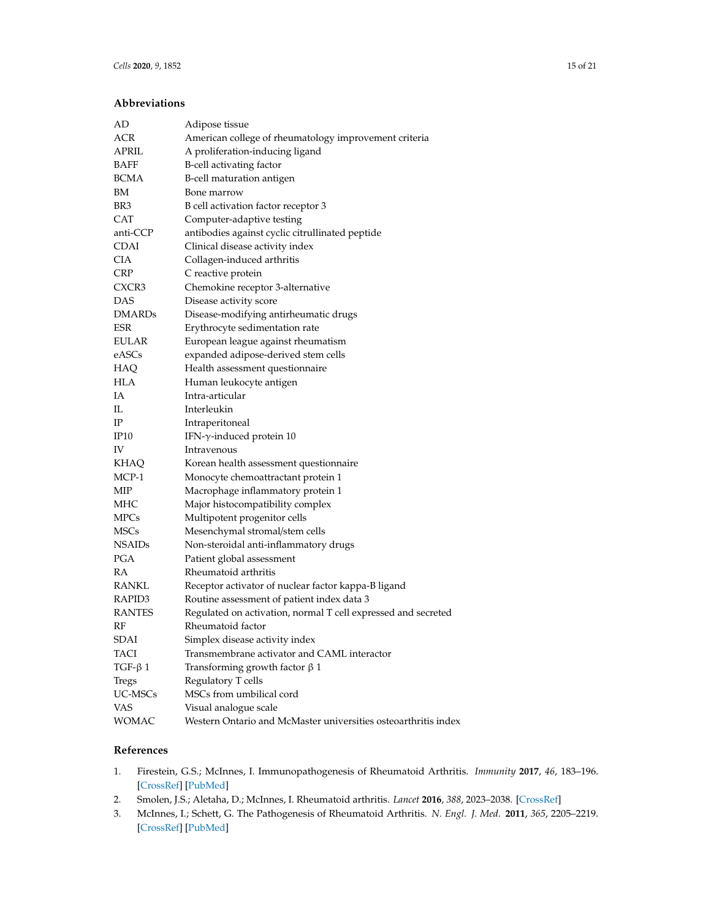## Abbreviations

| | |
|---|---|
| AD | Adipose tissue |
| ACR | American college of rheumatology improvement criteria |
| APRIL | A proliferation-inducing ligand |
| BAFF | B-cell activating factor |
| BCMA | B-cell maturation antigen |
| BM | Bone marrow |
| BR3 | B cell activation factor receptor 3 |
| CAT | Computer-adaptive testing |
| anti-CCP | antibodies against cyclic citrullinated peptide |
| CDAI | Clinical disease activity index |
| CIA | Collagen-induced arthritis |
| CRP | C reactive protein |
| CXCR3 | Chemokine receptor 3-alternative |
| DAS | Disease activity score |
| DMARDs | Disease-modifying antirheumatic drugs |
| ESR | Erythrocyte sedimentation rate |
| EULAR | European league against rheumatism |
| eASCs | expanded adipose-derived stem cells |
| HAQ | Health assessment questionnaire |
| HLA | Human leukocyte antigen |
| IA | Intra-articular |
| IL | Interleukin |
| IP | Intraperitoneal |
| IP10 | IFN-γ-induced protein 10 |
| IV | Intravenous |
| KHAQ | Korean health assessment questionnaire |
| MCP-1 | Monocyte chemoattractant protein 1 |
| MIP | Macrophage inflammatory protein 1 |
| MHC | Major histocompatibility complex |
| MPCs | Multipotent progenitor cells |
| MSCs | Mesenchymal stromal/stem cells |
| NSAIDs | Non-steroidal anti-inflammatory drugs |
| PGA | Patient global assessment |
| RA | Rheumatoid arthritis |
| RANKL | Receptor activator of nuclear factor kappa-B ligand |
| RAPID3 | Routine assessment of patient index data 3 |
| RANTES | Regulated on activation, normal T cell expressed and secreted |
| RF | Rheumatoid factor |
| SDAI | Simplex disease activity index |
| TACI | Transmembrane activator and CAML interactor |
| TGF-β 1 | Transforming growth factor β 1 |
| Tregs | Regulatory T cells |
| UC-MSCs | MSCs from umbilical cord |
| VAS | Visual analogue scale |
| WOMAC | Western Ontario and McMaster universities osteoarthritis index |

## References

1. Firestein, G.S.; McInnes, I. Immunopathogenesis of Rheumatoid Arthritis. *Immunity* **2017**, *46*, 183–196. [CrossRef] [PubMed]
2. Smolen, J.S.; Aletaha, D.; McInnes, I. Rheumatoid arthritis. *Lancet* **2016**, *388*, 2023–2038. [CrossRef]
3. McInnes, I.; Schett, G. The Pathogenesis of Rheumatoid Arthritis. *N. Engl. J. Med.* **2011**, *365*, 2205–2219. [CrossRef] [PubMed]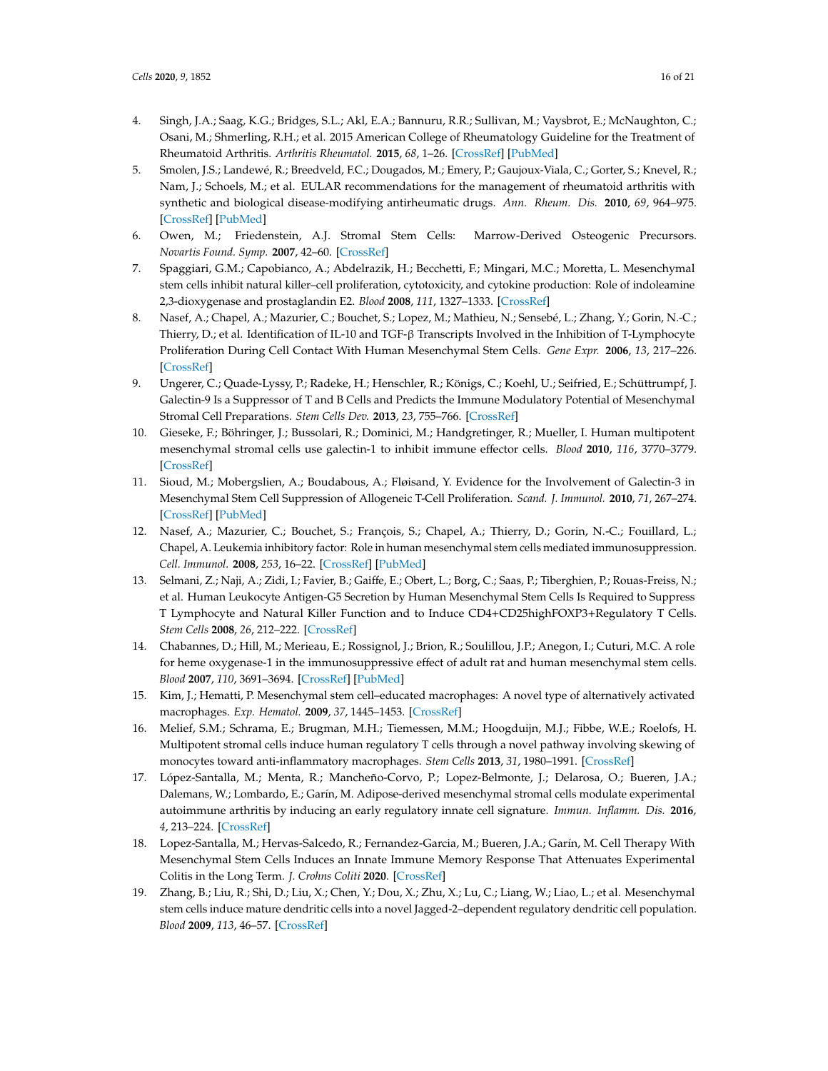4. Singh, J.A.; Saag, K.G.; Bridges, S.L.; Akl, E.A.; Bannuru, R.R.; Sullivan, M.; Vaysbrot, E.; McNaughton, C.; Osani, M.; Shmerling, R.H.; et al. 2015 American College of Rheumatology Guideline for the Treatment of Rheumatoid Arthritis. *Arthritis Rheumatol.* **2015**, *68*, 1–26. [CrossRef] [PubMed]
5. Smolen, J.S.; Landewé, R.; Breedveld, F.C.; Dougados, M.; Emery, P.; Gaujoux-Viala, C.; Gorter, S.; Knevel, R.; Nam, J.; Schoels, M.; et al. EULAR recommendations for the management of rheumatoid arthritis with synthetic and biological disease-modifying antirheumatic drugs. *Ann. Rheum. Dis.* **2010**, *69*, 964–975. [CrossRef] [PubMed]
6. Owen, M.; Friedenstein, A.J. Stromal Stem Cells: Marrow-Derived Osteogenic Precursors. *Novartis Found. Symp.* **2007**, 42–60. [CrossRef]
7. Spaggiari, G.M.; Capobianco, A.; Abdelrazik, H.; Becchetti, F.; Mingari, M.C.; Moretta, L. Mesenchymal stem cells inhibit natural killer–cell proliferation, cytotoxicity, and cytokine production: Role of indoleamine 2,3-dioxygenase and prostaglandin E2. *Blood* **2008**, *111*, 1327–1333. [CrossRef]
8. Nasef, A.; Chapel, A.; Mazurier, C.; Bouchet, S.; Lopez, M.; Mathieu, N.; Sensebé, L.; Zhang, Y.; Gorin, N.-C.; Thierry, D.; et al. Identification of IL-10 and TGF-β Transcripts Involved in the Inhibition of T-Lymphocyte Proliferation During Cell Contact With Human Mesenchymal Stem Cells. *Gene Expr.* **2006**, *13*, 217–226. [CrossRef]
9. Ungerer, C.; Quade-Lyssy, P.; Radeke, H.; Henschler, R.; Königs, C.; Koehl, U.; Seifried, E.; Schüttrumpf, J. Galectin-9 Is a Suppressor of T and B Cells and Predicts the Immune Modulatory Potential of Mesenchymal Stromal Cell Preparations. *Stem Cells Dev.* **2013**, *23*, 755–766. [CrossRef]
10. Gieseke, F.; Böhringer, J.; Bussolari, R.; Dominici, M.; Handgretinger, R.; Mueller, I. Human multipotent mesenchymal stromal cells use galectin-1 to inhibit immune effector cells. *Blood* **2010**, *116*, 3770–3779. [CrossRef]
11. Sioud, M.; Mobergslien, A.; Boudabous, A.; Fløisand, Y. Evidence for the Involvement of Galectin-3 in Mesenchymal Stem Cell Suppression of Allogeneic T-Cell Proliferation. *Scand. J. Immunol.* **2010**, *71*, 267–274. [CrossRef] [PubMed]
12. Nasef, A.; Mazurier, C.; Bouchet, S.; François, S.; Chapel, A.; Thierry, D.; Gorin, N.-C.; Fouillard, L.; Chapel, A. Leukemia inhibitory factor: Role in human mesenchymal stem cells mediated immunosuppression. *Cell. Immunol.* **2008**, *253*, 16–22. [CrossRef] [PubMed]
13. Selmani, Z.; Naji, A.; Zidi, I.; Favier, B.; Gaiffe, E.; Obert, L.; Borg, C.; Saas, P.; Tiberghien, P.; Rouas-Freiss, N.; et al. Human Leukocyte Antigen-G5 Secretion by Human Mesenchymal Stem Cells Is Required to Suppress T Lymphocyte and Natural Killer Function and to Induce CD4+CD25highFOXP3+Regulatory T Cells. *Stem Cells* **2008**, *26*, 212–222. [CrossRef]
14. Chabannes, D.; Hill, M.; Merieau, E.; Rossignol, J.; Brion, R.; Soulillou, J.P.; Anegon, I.; Cuturi, M.C. A role for heme oxygenase-1 in the immunosuppressive effect of adult rat and human mesenchymal stem cells. *Blood* **2007**, *110*, 3691–3694. [CrossRef] [PubMed]
15. Kim, J.; Hematti, P. Mesenchymal stem cell–educated macrophages: A novel type of alternatively activated macrophages. *Exp. Hematol.* **2009**, *37*, 1445–1453. [CrossRef]
16. Melief, S.M.; Schrama, E.; Brugman, M.H.; Tiemessen, M.M.; Hoogduijn, M.J.; Fibbe, W.E.; Roelofs, H. Multipotent stromal cells induce human regulatory T cells through a novel pathway involving skewing of monocytes toward anti-inflammatory macrophages. *Stem Cells* **2013**, *31*, 1980–1991. [CrossRef]
17. López-Santalla, M.; Menta, R.; Mancheño-Corvo, P.; Lopez-Belmonte, J.; Delarosa, O.; Bueren, J.A.; Dalemans, W.; Lombardo, E.; Garín, M. Adipose-derived mesenchymal stromal cells modulate experimental autoimmune arthritis by inducing an early regulatory innate cell signature. *Immun. Inflamm. Dis.* **2016**, *4*, 213–224. [CrossRef]
18. Lopez-Santalla, M.; Hervas-Salcedo, R.; Fernandez-Garcia, M.; Bueren, J.A.; Garín, M. Cell Therapy With Mesenchymal Stem Cells Induces an Innate Immune Memory Response That Attenuates Experimental Colitis in the Long Term. *J. Crohns Coliti* **2020**. [CrossRef]
19. Zhang, B.; Liu, R.; Shi, D.; Liu, X.; Chen, Y.; Dou, X.; Zhu, X.; Lu, C.; Liang, W.; Liao, L.; et al. Mesenchymal stem cells induce mature dendritic cells into a novel Jagged-2–dependent regulatory dendritic cell population. *Blood* **2009**, *113*, 46–57. [CrossRef]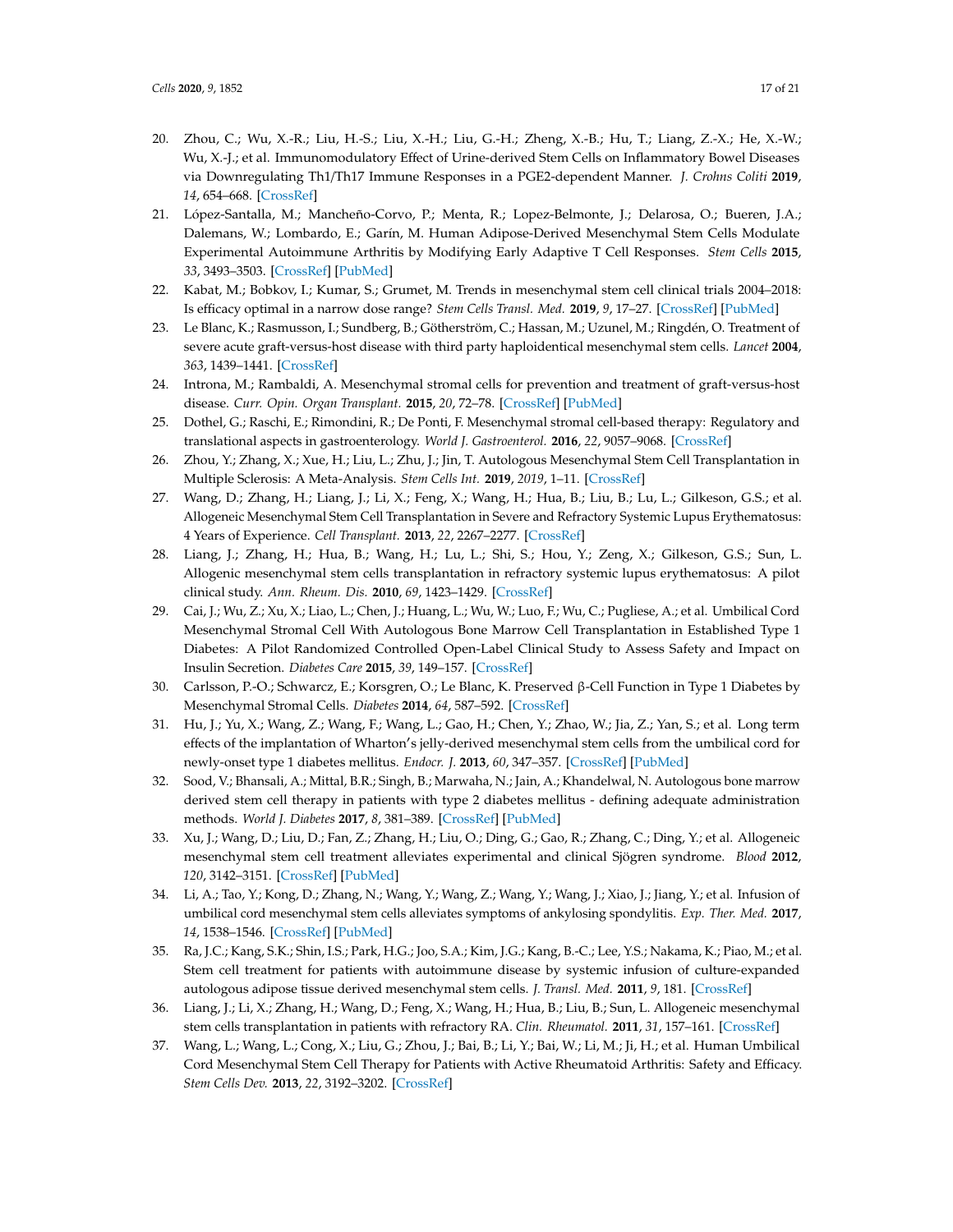20. Zhou, C.; Wu, X.-R.; Liu, H.-S.; Liu, X.-H.; Liu, G.-H.; Zheng, X.-B.; Hu, T.; Liang, Z.-X.; He, X.-W.; Wu, X.-J.; et al. Immunomodulatory Effect of Urine-derived Stem Cells on Inflammatory Bowel Diseases via Downregulating Th1/Th17 Immune Responses in a PGE2-dependent Manner. *J. Crohns Coliti* **2019**, *14*, 654–668. [CrossRef]
21. López-Santalla, M.; Mancheño-Corvo, P.; Menta, R.; Lopez-Belmonte, J.; Delarosa, O.; Bueren, J.A.; Dalemans, W.; Lombardo, E.; Garín, M. Human Adipose-Derived Mesenchymal Stem Cells Modulate Experimental Autoimmune Arthritis by Modifying Early Adaptive T Cell Responses. *Stem Cells* **2015**, *33*, 3493–3503. [CrossRef] [PubMed]
22. Kabat, M.; Bobkov, I.; Kumar, S.; Grumet, M. Trends in mesenchymal stem cell clinical trials 2004–2018: Is efficacy optimal in a narrow dose range? *Stem Cells Transl. Med.* **2019**, *9*, 17–27. [CrossRef] [PubMed]
23. Le Blanc, K.; Rasmusson, I.; Sundberg, B.; Götherström, C.; Hassan, M.; Uzunel, M.; Ringdén, O. Treatment of severe acute graft-versus-host disease with third party haploidentical mesenchymal stem cells. *Lancet* **2004**, *363*, 1439–1441. [CrossRef]
24. Introna, M.; Rambaldi, A. Mesenchymal stromal cells for prevention and treatment of graft-versus-host disease. *Curr. Opin. Organ Transplant.* **2015**, *20*, 72–78. [CrossRef] [PubMed]
25. Dothel, G.; Raschi, E.; Rimondini, R.; De Ponti, F. Mesenchymal stromal cell-based therapy: Regulatory and translational aspects in gastroenterology. *World J. Gastroenterol.* **2016**, *22*, 9057–9068. [CrossRef]
26. Zhou, Y.; Zhang, X.; Xue, H.; Liu, L.; Zhu, J.; Jin, T. Autologous Mesenchymal Stem Cell Transplantation in Multiple Sclerosis: A Meta-Analysis. *Stem Cells Int.* **2019**, *2019*, 1–11. [CrossRef]
27. Wang, D.; Zhang, H.; Liang, J.; Li, X.; Feng, X.; Wang, H.; Hua, B.; Liu, B.; Lu, L.; Gilkeson, G.S.; et al. Allogeneic Mesenchymal Stem Cell Transplantation in Severe and Refractory Systemic Lupus Erythematosus: 4 Years of Experience. *Cell Transplant.* **2013**, *22*, 2267–2277. [CrossRef]
28. Liang, J.; Zhang, H.; Hua, B.; Wang, H.; Lu, L.; Shi, S.; Hou, Y.; Zeng, X.; Gilkeson, G.S.; Sun, L. Allogenic mesenchymal stem cells transplantation in refractory systemic lupus erythematosus: A pilot clinical study. *Ann. Rheum. Dis.* **2010**, *69*, 1423–1429. [CrossRef]
29. Cai, J.; Wu, Z.; Xu, X.; Liao, L.; Chen, J.; Huang, L.; Wu, W.; Luo, F.; Wu, C.; Pugliese, A.; et al. Umbilical Cord Mesenchymal Stromal Cell With Autologous Bone Marrow Cell Transplantation in Established Type 1 Diabetes: A Pilot Randomized Controlled Open-Label Clinical Study to Assess Safety and Impact on Insulin Secretion. *Diabetes Care* **2015**, *39*, 149–157. [CrossRef]
30. Carlsson, P.-O.; Schwarcz, E.; Korsgren, O.; Le Blanc, K. Preserved β-Cell Function in Type 1 Diabetes by Mesenchymal Stromal Cells. *Diabetes* **2014**, *64*, 587–592. [CrossRef]
31. Hu, J.; Yu, X.; Wang, Z.; Wang, F.; Wang, L.; Gao, H.; Chen, Y.; Zhao, W.; Jia, Z.; Yan, S.; et al. Long term effects of the implantation of Wharton's jelly-derived mesenchymal stem cells from the umbilical cord for newly-onset type 1 diabetes mellitus. *Endocr. J.* **2013**, *60*, 347–357. [CrossRef] [PubMed]
32. Sood, V.; Bhansali, A.; Mittal, B.R.; Singh, B.; Marwaha, N.; Jain, A.; Khandelwal, N. Autologous bone marrow derived stem cell therapy in patients with type 2 diabetes mellitus - defining adequate administration methods. *World J. Diabetes* **2017**, *8*, 381–389. [CrossRef] [PubMed]
33. Xu, J.; Wang, D.; Liu, D.; Fan, Z.; Zhang, H.; Liu, O.; Ding, G.; Gao, R.; Zhang, C.; Ding, Y.; et al. Allogeneic mesenchymal stem cell treatment alleviates experimental and clinical Sjögren syndrome. *Blood* **2012**, *120*, 3142–3151. [CrossRef] [PubMed]
34. Li, A.; Tao, Y.; Kong, D.; Zhang, N.; Wang, Y.; Wang, Z.; Wang, Y.; Wang, J.; Xiao, J.; Jiang, Y.; et al. Infusion of umbilical cord mesenchymal stem cells alleviates symptoms of ankylosing spondylitis. *Exp. Ther. Med.* **2017**, *14*, 1538–1546. [CrossRef] [PubMed]
35. Ra, J.C.; Kang, S.K.; Shin, I.S.; Park, H.G.; Joo, S.A.; Kim, J.G.; Kang, B.-C.; Lee, Y.S.; Nakama, K.; Piao, M.; et al. Stem cell treatment for patients with autoimmune disease by systemic infusion of culture-expanded autologous adipose tissue derived mesenchymal stem cells. *J. Transl. Med.* **2011**, *9*, 181. [CrossRef]
36. Liang, J.; Li, X.; Zhang, H.; Wang, D.; Feng, X.; Wang, H.; Hua, B.; Liu, B.; Sun, L. Allogeneic mesenchymal stem cells transplantation in patients with refractory RA. *Clin. Rheumatol.* **2011**, *31*, 157–161. [CrossRef]
37. Wang, L.; Wang, L.; Cong, X.; Liu, G.; Zhou, J.; Bai, B.; Li, Y.; Bai, W.; Li, M.; Ji, H.; et al. Human Umbilical Cord Mesenchymal Stem Cell Therapy for Patients with Active Rheumatoid Arthritis: Safety and Efficacy. *Stem Cells Dev.* **2013**, *22*, 3192–3202. [CrossRef]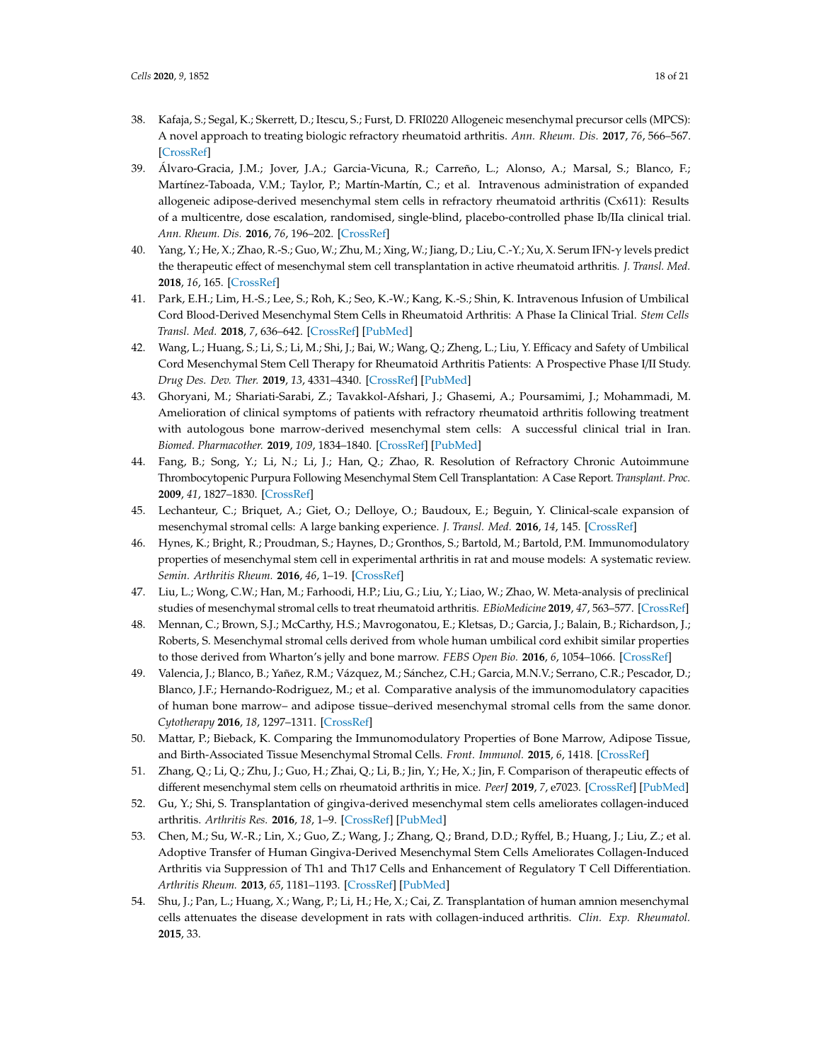38. Kafaja, S.; Segal, K.; Skerrett, D.; Itescu, S.; Furst, D. FRI0220 Allogeneic mesenchymal precursor cells (MPCS): A novel approach to treating biologic refractory rheumatoid arthritis. *Ann. Rheum. Dis.* **2017**, *76*, 566–567. [CrossRef]
39. Álvaro-Gracia, J.M.; Jover, J.A.; Garcia-Vicuna, R.; Carreño, L.; Alonso, A.; Marsal, S.; Blanco, F.; Martínez-Taboada, V.M.; Taylor, P.; Martín-Martín, C.; et al. Intravenous administration of expanded allogeneic adipose-derived mesenchymal stem cells in refractory rheumatoid arthritis (Cx611): Results of a multicentre, dose escalation, randomised, single-blind, placebo-controlled phase Ib/IIa clinical trial. *Ann. Rheum. Dis.* **2016**, *76*, 196–202. [CrossRef]
40. Yang, Y.; He, X.; Zhao, R.-S.; Guo, W.; Zhu, M.; Xing, W.; Jiang, D.; Liu, C.-Y.; Xu, X. Serum IFN-γ levels predict the therapeutic effect of mesenchymal stem cell transplantation in active rheumatoid arthritis. *J. Transl. Med.* **2018**, *16*, 165. [CrossRef]
41. Park, E.H.; Lim, H.-S.; Lee, S.; Roh, K.; Seo, K.-W.; Kang, K.-S.; Shin, K. Intravenous Infusion of Umbilical Cord Blood-Derived Mesenchymal Stem Cells in Rheumatoid Arthritis: A Phase Ia Clinical Trial. *Stem Cells Transl. Med.* **2018**, *7*, 636–642. [CrossRef] [PubMed]
42. Wang, L.; Huang, S.; Li, S.; Li, M.; Shi, J.; Bai, W.; Wang, Q.; Zheng, L.; Liu, Y. Efficacy and Safety of Umbilical Cord Mesenchymal Stem Cell Therapy for Rheumatoid Arthritis Patients: A Prospective Phase I/II Study. *Drug Des. Dev. Ther.* **2019**, *13*, 4331–4340. [CrossRef] [PubMed]
43. Ghoryani, M.; Shariati-Sarabi, Z.; Tavakkol-Afshari, J.; Ghasemi, A.; Poursamimi, J.; Mohammadi, M. Amelioration of clinical symptoms of patients with refractory rheumatoid arthritis following treatment with autologous bone marrow-derived mesenchymal stem cells: A successful clinical trial in Iran. *Biomed. Pharmacother.* **2019**, *109*, 1834–1840. [CrossRef] [PubMed]
44. Fang, B.; Song, Y.; Li, N.; Li, J.; Han, Q.; Zhao, R. Resolution of Refractory Chronic Autoimmune Thrombocytopenic Purpura Following Mesenchymal Stem Cell Transplantation: A Case Report. *Transplant. Proc.* **2009**, *41*, 1827–1830. [CrossRef]
45. Lechanteur, C.; Briquet, A.; Giet, O.; Delloye, O.; Baudoux, E.; Beguin, Y. Clinical-scale expansion of mesenchymal stromal cells: A large banking experience. *J. Transl. Med.* **2016**, *14*, 145. [CrossRef]
46. Hynes, K.; Bright, R.; Proudman, S.; Haynes, D.; Gronthos, S.; Bartold, M.; Bartold, P.M. Immunomodulatory properties of mesenchymal stem cell in experimental arthritis in rat and mouse models: A systematic review. *Semin. Arthritis Rheum.* **2016**, *46*, 1–19. [CrossRef]
47. Liu, L.; Wong, C.W.; Han, M.; Farhoodi, H.P.; Liu, G.; Liu, Y.; Liao, W.; Zhao, W. Meta-analysis of preclinical studies of mesenchymal stromal cells to treat rheumatoid arthritis. *EBioMedicine* **2019**, *47*, 563–577. [CrossRef]
48. Mennan, C.; Brown, S.J.; McCarthy, H.S.; Mavrogonatou, E.; Kletsas, D.; Garcia, J.; Balain, B.; Richardson, J.; Roberts, S. Mesenchymal stromal cells derived from whole human umbilical cord exhibit similar properties to those derived from Wharton's jelly and bone marrow. *FEBS Open Bio.* **2016**, *6*, 1054–1066. [CrossRef]
49. Valencia, J.; Blanco, B.; Yañez, R.M.; Vázquez, M.; Sánchez, C.H.; Garcia, M.N.V.; Serrano, C.R.; Pescador, D.; Blanco, J.F.; Hernando-Rodriguez, M.; et al. Comparative analysis of the immunomodulatory capacities of human bone marrow– and adipose tissue–derived mesenchymal stromal cells from the same donor. *Cytotherapy* **2016**, *18*, 1297–1311. [CrossRef]
50. Mattar, P.; Bieback, K. Comparing the Immunomodulatory Properties of Bone Marrow, Adipose Tissue, and Birth-Associated Tissue Mesenchymal Stromal Cells. *Front. Immunol.* **2015**, *6*, 1418. [CrossRef]
51. Zhang, Q.; Li, Q.; Zhu, J.; Guo, H.; Zhai, Q.; Li, B.; Jin, Y.; He, X.; Jin, F. Comparison of therapeutic effects of different mesenchymal stem cells on rheumatoid arthritis in mice. *PeerJ* **2019**, *7*, e7023. [CrossRef] [PubMed]
52. Gu, Y.; Shi, S. Transplantation of gingiva-derived mesenchymal stem cells ameliorates collagen-induced arthritis. *Arthritis Res.* **2016**, *18*, 1–9. [CrossRef] [PubMed]
53. Chen, M.; Su, W.-R.; Lin, X.; Guo, Z.; Wang, J.; Zhang, Q.; Brand, D.D.; Ryffel, B.; Huang, J.; Liu, Z.; et al. Adoptive Transfer of Human Gingiva-Derived Mesenchymal Stem Cells Ameliorates Collagen-Induced Arthritis via Suppression of Th1 and Th17 Cells and Enhancement of Regulatory T Cell Differentiation. *Arthritis Rheum.* **2013**, *65*, 1181–1193. [CrossRef] [PubMed]
54. Shu, J.; Pan, L.; Huang, X.; Wang, P.; Li, H.; He, X.; Cai, Z. Transplantation of human amnion mesenchymal cells attenuates the disease development in rats with collagen-induced arthritis. *Clin. Exp. Rheumatol.* **2015**, 33.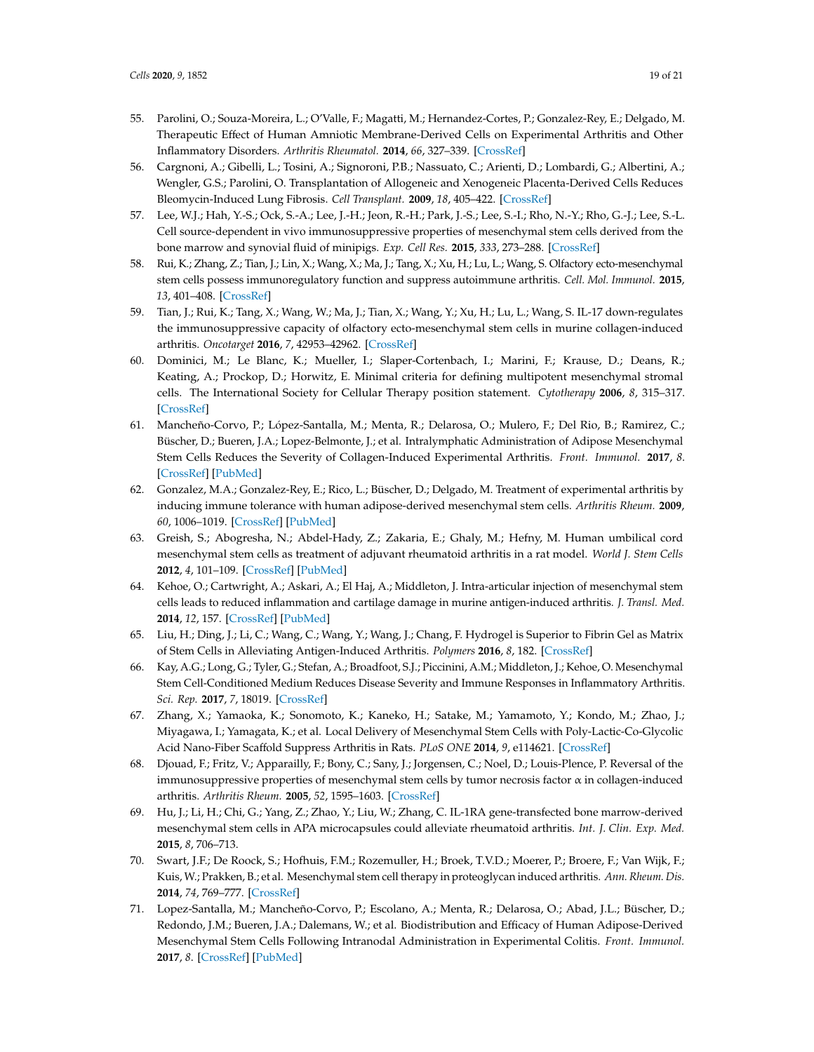55. Parolini, O.; Souza-Moreira, L.; O'Valle, F.; Magatti, M.; Hernandez-Cortes, P.; Gonzalez-Rey, E.; Delgado, M. Therapeutic Effect of Human Amniotic Membrane-Derived Cells on Experimental Arthritis and Other Inflammatory Disorders. *Arthritis Rheumatol.* **2014**, *66*, 327–339. [CrossRef]
56. Cargnoni, A.; Gibelli, L.; Tosini, A.; Signoroni, P.B.; Nassuato, C.; Arienti, D.; Lombardi, G.; Albertini, A.; Wengler, G.S.; Parolini, O. Transplantation of Allogeneic and Xenogeneic Placenta-Derived Cells Reduces Bleomycin-Induced Lung Fibrosis. *Cell Transplant.* **2009**, *18*, 405–422. [CrossRef]
57. Lee, W.J.; Hah, Y.-S.; Ock, S.-A.; Lee, J.-H.; Jeon, R.-H.; Park, J.-S.; Lee, S.-I.; Rho, N.-Y.; Rho, G.-J.; Lee, S.-L. Cell source-dependent in vivo immunosuppressive properties of mesenchymal stem cells derived from the bone marrow and synovial fluid of minipigs. *Exp. Cell Res.* **2015**, *333*, 273–288. [CrossRef]
58. Rui, K.; Zhang, Z.; Tian, J.; Lin, X.; Wang, X.; Ma, J.; Tang, X.; Xu, H.; Lu, L.; Wang, S. Olfactory ecto-mesenchymal stem cells possess immunoregulatory function and suppress autoimmune arthritis. *Cell. Mol. Immunol.* **2015**, *13*, 401–408. [CrossRef]
59. Tian, J.; Rui, K.; Tang, X.; Wang, W.; Ma, J.; Tian, X.; Wang, Y.; Xu, H.; Lu, L.; Wang, S. IL-17 down-regulates the immunosuppressive capacity of olfactory ecto-mesenchymal stem cells in murine collagen-induced arthritis. *Oncotarget* **2016**, *7*, 42953–42962. [CrossRef]
60. Dominici, M.; Le Blanc, K.; Mueller, I.; Slaper-Cortenbach, I.; Marini, F.; Krause, D.; Deans, R.; Keating, A.; Prockop, D.; Horwitz, E. Minimal criteria for defining multipotent mesenchymal stromal cells. The International Society for Cellular Therapy position statement. *Cytotherapy* **2006**, *8*, 315–317. [CrossRef]
61. Mancheño-Corvo, P.; López-Santalla, M.; Menta, R.; Delarosa, O.; Mulero, F.; Del Rio, B.; Ramirez, C.; Büscher, D.; Bueren, J.A.; Lopez-Belmonte, J.; et al. Intralymphatic Administration of Adipose Mesenchymal Stem Cells Reduces the Severity of Collagen-Induced Experimental Arthritis. *Front. Immunol.* **2017**, *8*. [CrossRef] [PubMed]
62. Gonzalez, M.A.; Gonzalez-Rey, E.; Rico, L.; Büscher, D.; Delgado, M. Treatment of experimental arthritis by inducing immune tolerance with human adipose-derived mesenchymal stem cells. *Arthritis Rheum.* **2009**, *60*, 1006–1019. [CrossRef] [PubMed]
63. Greish, S.; Abogresha, N.; Abdel-Hady, Z.; Zakaria, E.; Ghaly, M.; Hefny, M. Human umbilical cord mesenchymal stem cells as treatment of adjuvant rheumatoid arthritis in a rat model. *World J. Stem Cells* **2012**, *4*, 101–109. [CrossRef] [PubMed]
64. Kehoe, O.; Cartwright, A.; Askari, A.; El Haj, A.; Middleton, J. Intra-articular injection of mesenchymal stem cells leads to reduced inflammation and cartilage damage in murine antigen-induced arthritis. *J. Transl. Med.* **2014**, *12*, 157. [CrossRef] [PubMed]
65. Liu, H.; Ding, J.; Li, C.; Wang, C.; Wang, Y.; Wang, J.; Chang, F. Hydrogel is Superior to Fibrin Gel as Matrix of Stem Cells in Alleviating Antigen-Induced Arthritis. *Polymers* **2016**, *8*, 182. [CrossRef]
66. Kay, A.G.; Long, G.; Tyler, G.; Stefan, A.; Broadfoot, S.J.; Piccinini, A.M.; Middleton, J.; Kehoe, O. Mesenchymal Stem Cell-Conditioned Medium Reduces Disease Severity and Immune Responses in Inflammatory Arthritis. *Sci. Rep.* **2017**, *7*, 18019. [CrossRef]
67. Zhang, X.; Yamaoka, K.; Sonomoto, K.; Kaneko, H.; Satake, M.; Yamamoto, Y.; Kondo, M.; Zhao, J.; Miyagawa, I.; Yamagata, K.; et al. Local Delivery of Mesenchymal Stem Cells with Poly-Lactic-Co-Glycolic Acid Nano-Fiber Scaffold Suppress Arthritis in Rats. *PLoS ONE* **2014**, *9*, e114621. [CrossRef]
68. Djouad, F.; Fritz, V.; Apparailly, F.; Bony, C.; Sany, J.; Jorgensen, C.; Noel, D.; Louis-Plence, P. Reversal of the immunosuppressive properties of mesenchymal stem cells by tumor necrosis factor α in collagen-induced arthritis. *Arthritis Rheum.* **2005**, *52*, 1595–1603. [CrossRef]
69. Hu, J.; Li, H.; Chi, G.; Yang, Z.; Zhao, Y.; Liu, W.; Zhang, C. IL-1RA gene-transfected bone marrow-derived mesenchymal stem cells in APA microcapsules could alleviate rheumatoid arthritis. *Int. J. Clin. Exp. Med.* **2015**, *8*, 706–713.
70. Swart, J.F.; De Roock, S.; Hofhuis, F.M.; Rozemuller, H.; Broek, T.V.D.; Moerer, P.; Broere, F.; Van Wijk, F.; Kuis, W.; Prakken, B.; et al. Mesenchymal stem cell therapy in proteoglycan induced arthritis. *Ann. Rheum. Dis.* **2014**, *74*, 769–777. [CrossRef]
71. Lopez-Santalla, M.; Mancheño-Corvo, P.; Escolano, A.; Menta, R.; Delarosa, O.; Abad, J.L.; Büscher, D.; Redondo, J.M.; Bueren, J.A.; Dalemans, W.; et al. Biodistribution and Efficacy of Human Adipose-Derived Mesenchymal Stem Cells Following Intranodal Administration in Experimental Colitis. *Front. Immunol.* **2017**, *8*. [CrossRef] [PubMed]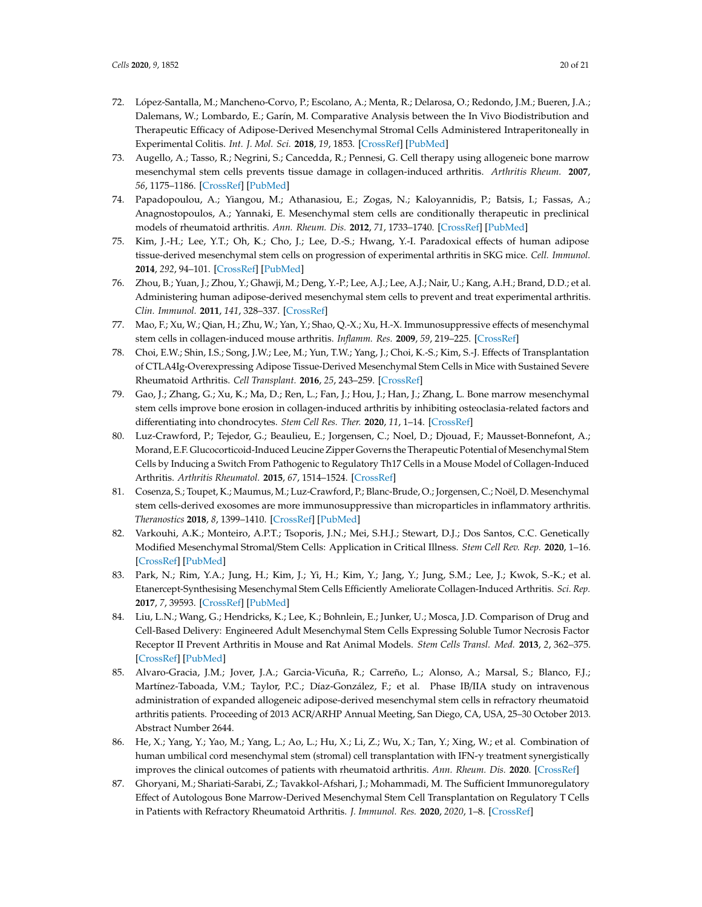72. López-Santalla, M.; Mancheno-Corvo, P.; Escolano, A.; Menta, R.; Delarosa, O.; Redondo, J.M.; Bueren, J.A.; Dalemans, W.; Lombardo, E.; Garín, M. Comparative Analysis between the In Vivo Biodistribution and Therapeutic Efficacy of Adipose-Derived Mesenchymal Stromal Cells Administered Intraperitoneally in Experimental Colitis. *Int. J. Mol. Sci.* **2018**, *19*, 1853. [CrossRef] [PubMed]
73. Augello, A.; Tasso, R.; Negrini, S.; Cancedda, R.; Pennesi, G. Cell therapy using allogeneic bone marrow mesenchymal stem cells prevents tissue damage in collagen-induced arthritis. *Arthritis Rheum.* **2007**, *56*, 1175–1186. [CrossRef] [PubMed]
74. Papadopoulou, A.; Yiangou, M.; Athanasiou, E.; Zogas, N.; Kaloyannidis, P.; Batsis, I.; Fassas, A.; Anagnostopoulos, A.; Yannaki, E. Mesenchymal stem cells are conditionally therapeutic in preclinical models of rheumatoid arthritis. *Ann. Rheum. Dis.* **2012**, *71*, 1733–1740. [CrossRef] [PubMed]
75. Kim, J.-H.; Lee, Y.T.; Oh, K.; Cho, J.; Lee, D.-S.; Hwang, Y.-I. Paradoxical effects of human adipose tissue-derived mesenchymal stem cells on progression of experimental arthritis in SKG mice. *Cell. Immunol.* **2014**, *292*, 94–101. [CrossRef] [PubMed]
76. Zhou, B.; Yuan, J.; Zhou, Y.; Ghawji, M.; Deng, Y.-P.; Lee, A.J.; Lee, A.J.; Nair, U.; Kang, A.H.; Brand, D.D.; et al. Administering human adipose-derived mesenchymal stem cells to prevent and treat experimental arthritis. *Clin. Immunol.* **2011**, *141*, 328–337. [CrossRef]
77. Mao, F.; Xu, W.; Qian, H.; Zhu, W.; Yan, Y.; Shao, Q.-X.; Xu, H.-X. Immunosuppressive effects of mesenchymal stem cells in collagen-induced mouse arthritis. *Inflamm. Res.* **2009**, *59*, 219–225. [CrossRef]
78. Choi, E.W.; Shin, I.S.; Song, J.W.; Lee, M.; Yun, T.W.; Yang, J.; Choi, K.-S.; Kim, S.-J. Effects of Transplantation of CTLA4Ig-Overexpressing Adipose Tissue-Derived Mesenchymal Stem Cells in Mice with Sustained Severe Rheumatoid Arthritis. *Cell Transplant.* **2016**, *25*, 243–259. [CrossRef]
79. Gao, J.; Zhang, G.; Xu, K.; Ma, D.; Ren, L.; Fan, J.; Hou, J.; Han, J.; Zhang, L. Bone marrow mesenchymal stem cells improve bone erosion in collagen-induced arthritis by inhibiting osteoclasia-related factors and differentiating into chondrocytes. *Stem Cell Res. Ther.* **2020**, *11*, 1–14. [CrossRef]
80. Luz-Crawford, P.; Tejedor, G.; Beaulieu, E.; Jorgensen, C.; Noel, D.; Djouad, F.; Mausset-Bonnefont, A.; Morand, E.F. Glucocorticoid-Induced Leucine Zipper Governs the Therapeutic Potential of Mesenchymal Stem Cells by Inducing a Switch From Pathogenic to Regulatory Th17 Cells in a Mouse Model of Collagen-Induced Arthritis. *Arthritis Rheumatol.* **2015**, *67*, 1514–1524. [CrossRef]
81. Cosenza, S.; Toupet, K.; Maumus, M.; Luz-Crawford, P.; Blanc-Brude, O.; Jorgensen, C.; Noël, D. Mesenchymal stem cells-derived exosomes are more immunosuppressive than microparticles in inflammatory arthritis. *Theranostics* **2018**, *8*, 1399–1410. [CrossRef] [PubMed]
82. Varkouhi, A.K.; Monteiro, A.P.T.; Tsoporis, J.N.; Mei, S.H.J.; Stewart, D.J.; Dos Santos, C.C. Genetically Modified Mesenchymal Stromal/Stem Cells: Application in Critical Illness. *Stem Cell Rev. Rep.* **2020**, 1–16. [CrossRef] [PubMed]
83. Park, N.; Rim, Y.A.; Jung, H.; Kim, J.; Yi, H.; Kim, Y.; Jang, Y.; Jung, S.M.; Lee, J.; Kwok, S.-K.; et al. Etanercept-Synthesising Mesenchymal Stem Cells Efficiently Ameliorate Collagen-Induced Arthritis. *Sci. Rep.* **2017**, *7*, 39593. [CrossRef] [PubMed]
84. Liu, L.N.; Wang, G.; Hendricks, K.; Lee, K.; Bohnlein, E.; Junker, U.; Mosca, J.D. Comparison of Drug and Cell-Based Delivery: Engineered Adult Mesenchymal Stem Cells Expressing Soluble Tumor Necrosis Factor Receptor II Prevent Arthritis in Mouse and Rat Animal Models. *Stem Cells Transl. Med.* **2013**, *2*, 362–375. [CrossRef] [PubMed]
85. Alvaro-Gracia, J.M.; Jover, J.A.; Garcia-Vicuña, R.; Carreño, L.; Alonso, A.; Marsal, S.; Blanco, F.J.; Martínez-Taboada, V.M.; Taylor, P.C.; Díaz-González, F.; et al. Phase IB/IIA study on intravenous administration of expanded allogeneic adipose-derived mesenchymal stem cells in refractory rheumatoid arthritis patients. Proceeding of 2013 ACR/ARHP Annual Meeting, San Diego, CA, USA, 25–30 October 2013. Abstract Number 2644.
86. He, X.; Yang, Y.; Yao, M.; Yang, L.; Ao, L.; Hu, X.; Li, Z.; Wu, X.; Tan, Y.; Xing, W.; et al. Combination of human umbilical cord mesenchymal stem (stromal) cell transplantation with IFN-γ treatment synergistically improves the clinical outcomes of patients with rheumatoid arthritis. *Ann. Rheum. Dis.* **2020**. [CrossRef]
87. Ghoryani, M.; Shariati-Sarabi, Z.; Tavakkol-Afshari, J.; Mohammadi, M. The Sufficient Immunoregulatory Effect of Autologous Bone Marrow-Derived Mesenchymal Stem Cell Transplantation on Regulatory T Cells in Patients with Refractory Rheumatoid Arthritis. *J. Immunol. Res.* **2020**, *2020*, 1–8. [CrossRef]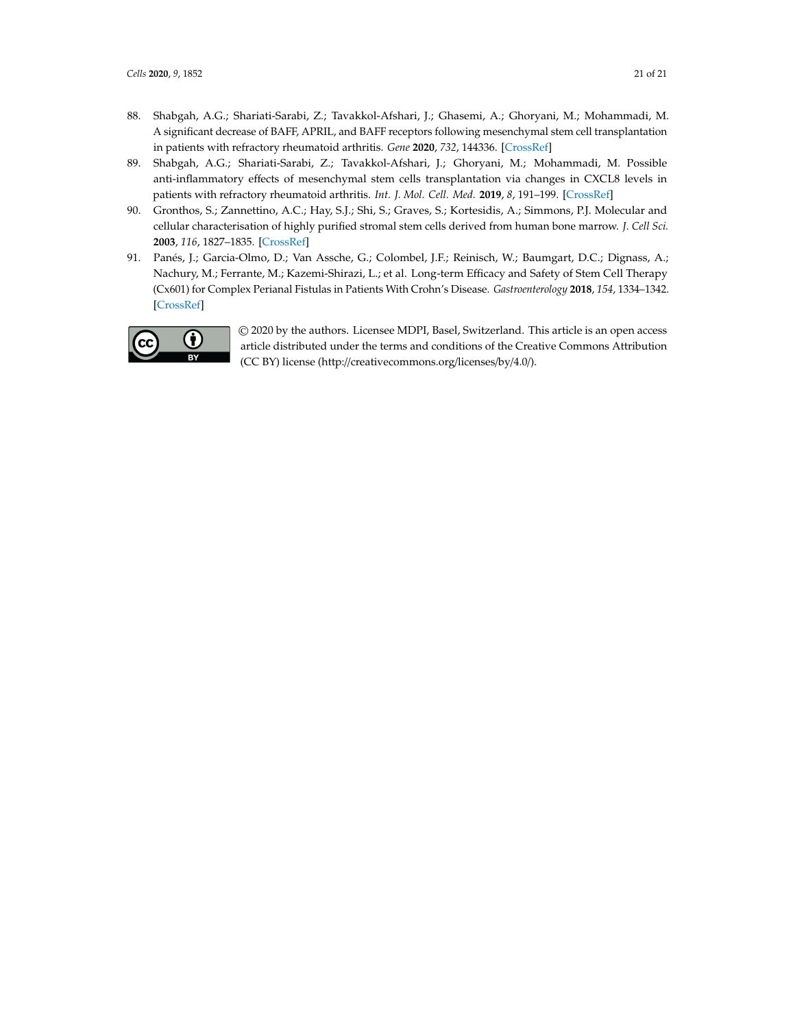88. Shabgah, A.G.; Shariati-Sarabi, Z.; Tavakkol-Afshari, J.; Ghasemi, A.; Ghoryani, M.; Mohammadi, M. A significant decrease of BAFF, APRIL, and BAFF receptors following mesenchymal stem cell transplantation in patients with refractory rheumatoid arthritis. *Gene* **2020**, *732*, 144336. [CrossRef]
89. Shabgah, A.G.; Shariati-Sarabi, Z.; Tavakkol-Afshari, J.; Ghoryani, M.; Mohammadi, M. Possible anti-inflammatory effects of mesenchymal stem cells transplantation via changes in CXCL8 levels in patients with refractory rheumatoid arthritis. *Int. J. Mol. Cell. Med.* **2019**, *8*, 191–199. [CrossRef]
90. Gronthos, S.; Zannettino, A.C.; Hay, S.J.; Shi, S.; Graves, S.; Kortesidis, A.; Simmons, P.J. Molecular and cellular characterisation of highly purified stromal stem cells derived from human bone marrow. *J. Cell Sci.* **2003**, *116*, 1827–1835. [CrossRef]
91. Panés, J.; Garcia-Olmo, D.; Van Assche, G.; Colombel, J.F.; Reinisch, W.; Baumgart, D.C.; Dignass, A.; Nachury, M.; Ferrante, M.; Kazemi-Shirazi, L.; et al. Long-term Efficacy and Safety of Stem Cell Therapy (Cx601) for Complex Perianal Fistulas in Patients With Crohn's Disease. *Gastroenterology* **2018**, *154*, 1334–1342. [CrossRef]

© 2020 by the authors. Licensee MDPI, Basel, Switzerland. This article is an open access article distributed under the terms and conditions of the Creative Commons Attribution (CC BY) license (http://creativecommons.org/licenses/by/4.0/).